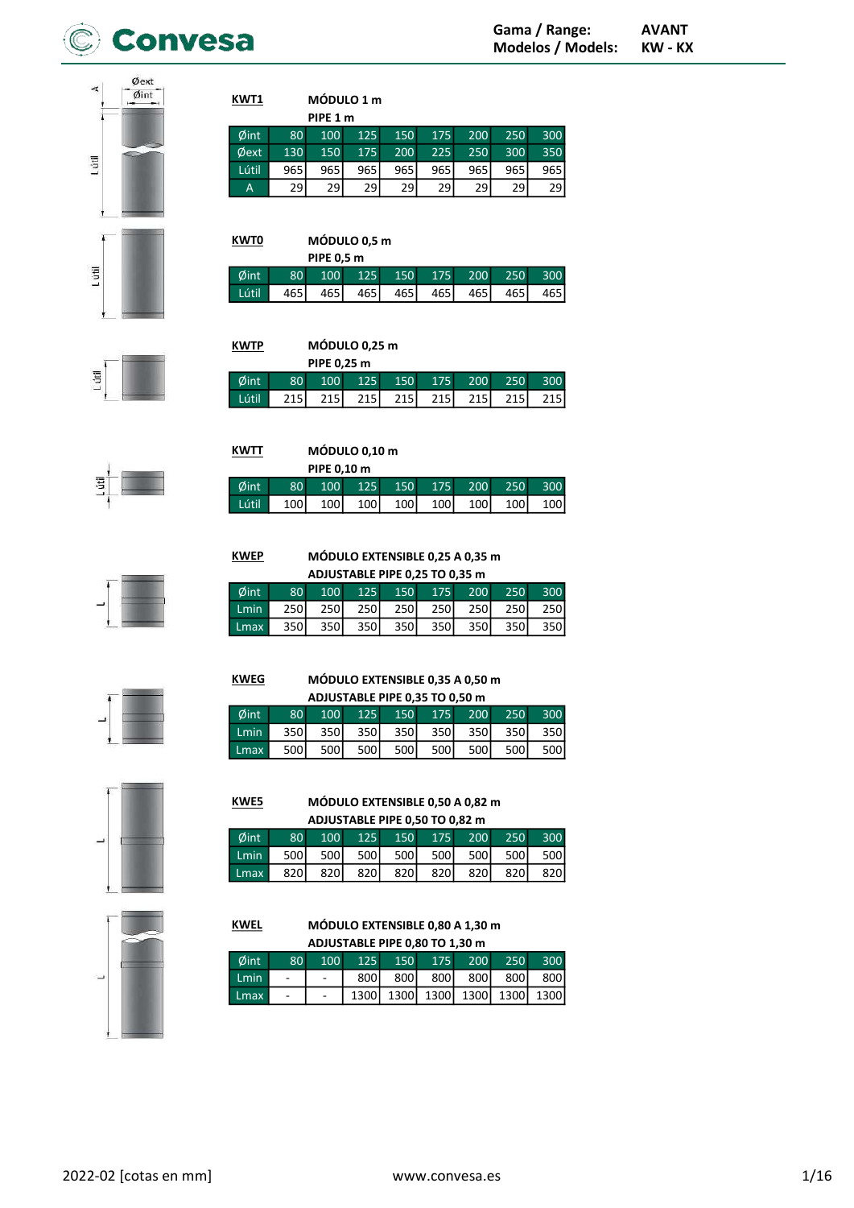**Gama / Range:** AVANT
**Modelos / Models:** KW - KX

**KWT1** — MÓDULO 1 m
PIPE 1 m

| Øint | 80 | 100 | 125 | 150 | 175 | 200 | 250 | 300 |
|---|---|---|---|---|---|---|---|---|
| Øext | 130 | 150 | 175 | 200 | 225 | 250 | 300 | 350 |
| Lútil | 965 | 965 | 965 | 965 | 965 | 965 | 965 | 965 |
| A | 29 | 29 | 29 | 29 | 29 | 29 | 29 | 29 |

**KWT0** — MÓDULO 0,5 m
PIPE 0,5 m

| Øint | 80 | 100 | 125 | 150 | 175 | 200 | 250 | 300 |
|---|---|---|---|---|---|---|---|---|
| Lútil | 465 | 465 | 465 | 465 | 465 | 465 | 465 | 465 |

**KWTP** — MÓDULO 0,25 m
PIPE 0,25 m

| Øint | 80 | 100 | 125 | 150 | 175 | 200 | 250 | 300 |
|---|---|---|---|---|---|---|---|---|
| Lútil | 215 | 215 | 215 | 215 | 215 | 215 | 215 | 215 |

**KWTT** — MÓDULO 0,10 m
PIPE 0,10 m

| Øint | 80 | 100 | 125 | 150 | 175 | 200 | 250 | 300 |
|---|---|---|---|---|---|---|---|---|
| Lútil | 100 | 100 | 100 | 100 | 100 | 100 | 100 | 100 |

**KWEP** — MÓDULO EXTENSIBLE 0,25 A 0,35 m
ADJUSTABLE PIPE 0,25 TO 0,35 m

| Øint | 80 | 100 | 125 | 150 | 175 | 200 | 250 | 300 |
|---|---|---|---|---|---|---|---|---|
| Lmin | 250 | 250 | 250 | 250 | 250 | 250 | 250 | 250 |
| Lmax | 350 | 350 | 350 | 350 | 350 | 350 | 350 | 350 |

**KWEG** — MÓDULO EXTENSIBLE 0,35 A 0,50 m
ADJUSTABLE PIPE 0,35 TO 0,50 m

| Øint | 80 | 100 | 125 | 150 | 175 | 200 | 250 | 300 |
|---|---|---|---|---|---|---|---|---|
| Lmin | 350 | 350 | 350 | 350 | 350 | 350 | 350 | 350 |
| Lmax | 500 | 500 | 500 | 500 | 500 | 500 | 500 | 500 |

**KWE5** — MÓDULO EXTENSIBLE 0,50 A 0,82 m
ADJUSTABLE PIPE 0,50 TO 0,82 m

| Øint | 80 | 100 | 125 | 150 | 175 | 200 | 250 | 300 |
|---|---|---|---|---|---|---|---|---|
| Lmin | 500 | 500 | 500 | 500 | 500 | 500 | 500 | 500 |
| Lmax | 820 | 820 | 820 | 820 | 820 | 820 | 820 | 820 |

**KWEL** — MÓDULO EXTENSIBLE 0,80 A 1,30 m
ADJUSTABLE PIPE 0,80 TO 1,30 m

| Øint | 80 | 100 | 125 | 150 | 175 | 200 | 250 | 300 |
|---|---|---|---|---|---|---|---|---|
| Lmin | - | - | 800 | 800 | 800 | 800 | 800 | 800 |
| Lmax | - | - | 1300 | 1300 | 1300 | 1300 | 1300 | 1300 |

2022-02 [cotas en mm] www.convesa.es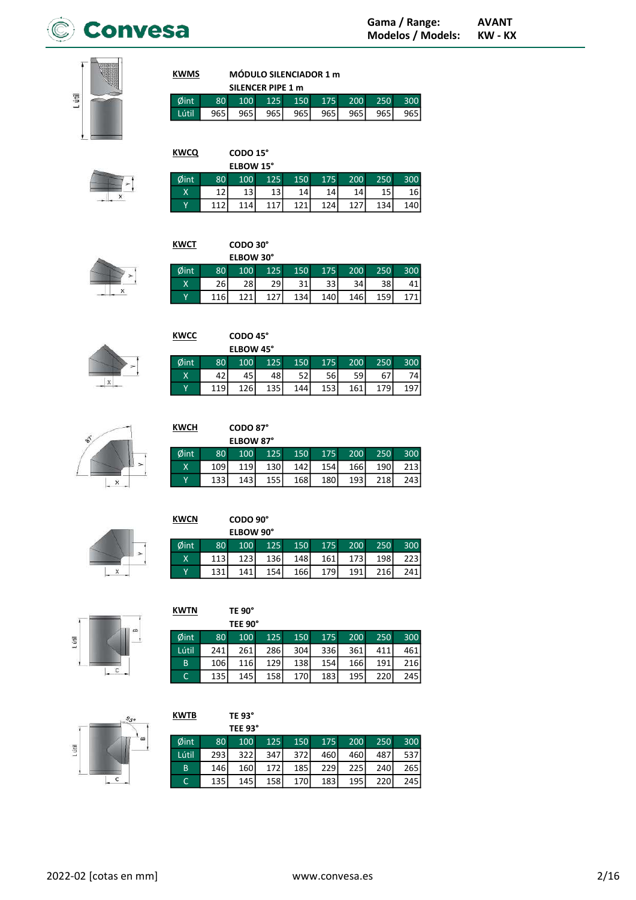**KWMS** MÓDULO SILENCIADOR 1 m
SILENCER PIPE 1 m

| Øint | 80 | 100 | 125 | 150 | 175 | 200 | 250 | 300 |
|---|---|---|---|---|---|---|---|---|
| Lútil | 965 | 965 | 965 | 965 | 965 | 965 | 965 | 965 |

**KWCQ** CODO 15°
ELBOW 15°

| Øint | 80 | 100 | 125 | 150 | 175 | 200 | 250 | 300 |
|---|---|---|---|---|---|---|---|---|
| X | 12 | 13 | 13 | 14 | 14 | 14 | 15 | 16 |
| Y | 112 | 114 | 117 | 121 | 124 | 127 | 134 | 140 |

**KWCT** CODO 30°
ELBOW 30°

| Øint | 80 | 100 | 125 | 150 | 175 | 200 | 250 | 300 |
|---|---|---|---|---|---|---|---|---|
| X | 26 | 28 | 29 | 31 | 33 | 34 | 38 | 41 |
| Y | 116 | 121 | 127 | 134 | 140 | 146 | 159 | 171 |

**KWCC** CODO 45°
ELBOW 45°

| Øint | 80 | 100 | 125 | 150 | 175 | 200 | 250 | 300 |
|---|---|---|---|---|---|---|---|---|
| X | 42 | 45 | 48 | 52 | 56 | 59 | 67 | 74 |
| Y | 119 | 126 | 135 | 144 | 153 | 161 | 179 | 197 |

**KWCH** CODO 87°
ELBOW 87°

| Øint | 80 | 100 | 125 | 150 | 175 | 200 | 250 | 300 |
|---|---|---|---|---|---|---|---|---|
| X | 109 | 119 | 130 | 142 | 154 | 166 | 190 | 213 |
| Y | 133 | 143 | 155 | 168 | 180 | 193 | 218 | 243 |

**KWCN** CODO 90°
ELBOW 90°

| Øint | 80 | 100 | 125 | 150 | 175 | 200 | 250 | 300 |
|---|---|---|---|---|---|---|---|---|
| X | 113 | 123 | 136 | 148 | 161 | 173 | 198 | 223 |
| Y | 131 | 141 | 154 | 166 | 179 | 191 | 216 | 241 |

**KWTN** TE 90°
TEE 90°

| Øint | 80 | 100 | 125 | 150 | 175 | 200 | 250 | 300 |
|---|---|---|---|---|---|---|---|---|
| Lútil | 241 | 261 | 286 | 304 | 336 | 361 | 411 | 461 |
| B | 106 | 116 | 129 | 138 | 154 | 166 | 191 | 216 |
| C | 135 | 145 | 158 | 170 | 183 | 195 | 220 | 245 |

**KWTB** TE 93°
TEE 93°

| Øint | 80 | 100 | 125 | 150 | 175 | 200 | 250 | 300 |
|---|---|---|---|---|---|---|---|---|
| Lútil | 293 | 322 | 347 | 372 | 460 | 460 | 487 | 537 |
| B | 146 | 160 | 172 | 185 | 229 | 225 | 240 | 265 |
| C | 135 | 145 | 158 | 170 | 183 | 195 | 220 | 245 |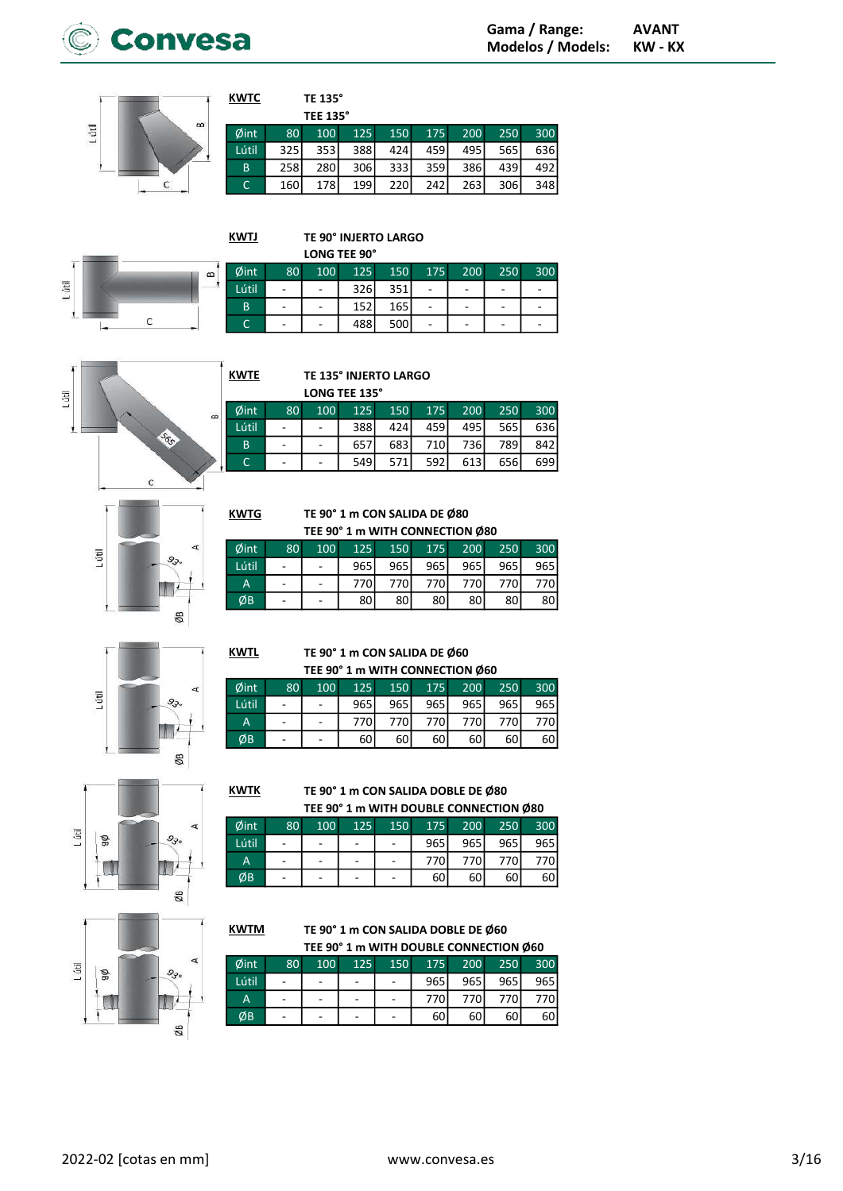**KWTC** TE 135°

TEE 135°

| Øint | 80 | 100 | 125 | 150 | 175 | 200 | 250 | 300 |
|---|---|---|---|---|---|---|---|---|
| Lútil | 325 | 353 | 388 | 424 | 459 | 495 | 565 | 636 |
| B | 258 | 280 | 306 | 333 | 359 | 386 | 439 | 492 |
| C | 160 | 178 | 199 | 220 | 242 | 263 | 306 | 348 |

**KWTJ** TE 90° INJERTO LARGO

LONG TEE 90°

| Øint | 80 | 100 | 125 | 150 | 175 | 200 | 250 | 300 |
|---|---|---|---|---|---|---|---|---|
| Lútil | - | - | 326 | 351 | - | - | - | - |
| B | - | - | 152 | 165 | - | - | - | - |
| C | - | - | 488 | 500 | - | - | - | - |

**KWTE** TE 135° INJERTO LARGO

LONG TEE 135°

| Øint | 80 | 100 | 125 | 150 | 175 | 200 | 250 | 300 |
|---|---|---|---|---|---|---|---|---|
| Lútil | - | - | 388 | 424 | 459 | 495 | 565 | 636 |
| B | - | - | 657 | 683 | 710 | 736 | 789 | 842 |
| C | - | - | 549 | 571 | 592 | 613 | 656 | 699 |

**KWTG** TE 90° 1 m CON SALIDA DE Ø80

TEE 90° 1 m WITH CONNECTION Ø80

| Øint | 80 | 100 | 125 | 150 | 175 | 200 | 250 | 300 |
|---|---|---|---|---|---|---|---|---|
| Lútil | - | - | 965 | 965 | 965 | 965 | 965 | 965 |
| A | - | - | 770 | 770 | 770 | 770 | 770 | 770 |
| ØB | - | - | 80 | 80 | 80 | 80 | 80 | 80 |

**KWTL** TE 90° 1 m CON SALIDA DE Ø60

TEE 90° 1 m WITH CONNECTION Ø60

| Øint | 80 | 100 | 125 | 150 | 175 | 200 | 250 | 300 |
|---|---|---|---|---|---|---|---|---|
| Lútil | - | - | 965 | 965 | 965 | 965 | 965 | 965 |
| A | - | - | 770 | 770 | 770 | 770 | 770 | 770 |
| ØB | - | - | 60 | 60 | 60 | 60 | 60 | 60 |

**KWTK** TE 90° 1 m CON SALIDA DOBLE DE Ø80

TEE 90° 1 m WITH DOUBLE CONNECTION Ø80

| Øint | 80 | 100 | 125 | 150 | 175 | 200 | 250 | 300 |
|---|---|---|---|---|---|---|---|---|
| Lútil | - | - | - | - | 965 | 965 | 965 | 965 |
| A | - | - | - | - | 770 | 770 | 770 | 770 |
| ØB | - | - | - | - | 60 | 60 | 60 | 60 |

**KWTM** TE 90° 1 m CON SALIDA DOBLE DE Ø60

TEE 90° 1 m WITH DOUBLE CONNECTION Ø60

| Øint | 80 | 100 | 125 | 150 | 175 | 200 | 250 | 300 |
|---|---|---|---|---|---|---|---|---|
| Lútil | - | - | - | - | 965 | 965 | 965 | 965 |
| A | - | - | - | - | 770 | 770 | 770 | 770 |
| ØB | - | - | - | - | 60 | 60 | 60 | 60 |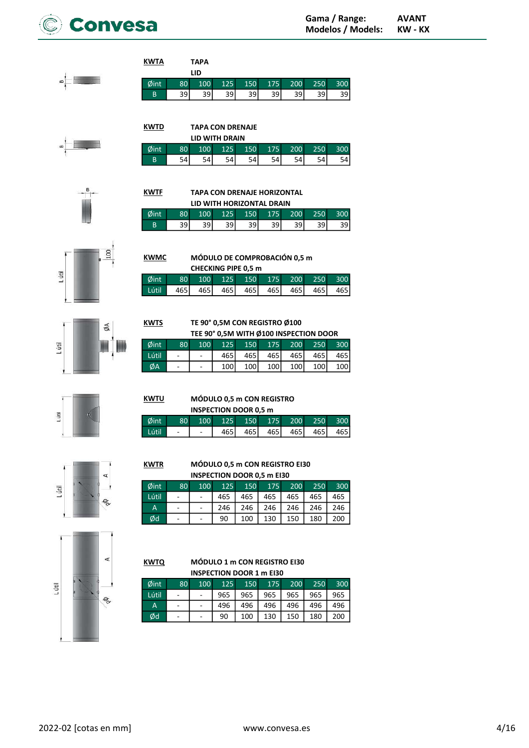**KWTA** TAPA
LID

| Øint | 80 | 100 | 125 | 150 | 175 | 200 | 250 | 300 |
|---|---|---|---|---|---|---|---|---|
| B | 39 | 39 | 39 | 39 | 39 | 39 | 39 | 39 |

**KWTD** TAPA CON DRENAJE
LID WITH DRAIN

| Øint | 80 | 100 | 125 | 150 | 175 | 200 | 250 | 300 |
|---|---|---|---|---|---|---|---|---|
| B | 54 | 54 | 54 | 54 | 54 | 54 | 54 | 54 |

**KWTF** TAPA CON DRENAJE HORIZONTAL
LID WITH HORIZONTAL DRAIN

| Øint | 80 | 100 | 125 | 150 | 175 | 200 | 250 | 300 |
|---|---|---|---|---|---|---|---|---|
| B | 39 | 39 | 39 | 39 | 39 | 39 | 39 | 39 |

**KWMC** MÓDULO DE COMPROBACIÓN 0,5 m
CHECKING PIPE 0,5 m

| Øint | 80 | 100 | 125 | 150 | 175 | 200 | 250 | 300 |
|---|---|---|---|---|---|---|---|---|
| Lútil | 465 | 465 | 465 | 465 | 465 | 465 | 465 | 465 |

**KWTS** TE 90° 0,5M CON REGISTRO Ø100
TEE 90° 0,5M WITH Ø100 INSPECTION DOOR

| Øint | 80 | 100 | 125 | 150 | 175 | 200 | 250 | 300 |
|---|---|---|---|---|---|---|---|---|
| Lútil | - | - | 465 | 465 | 465 | 465 | 465 | 465 |
| ØA | - | - | 100 | 100 | 100 | 100 | 100 | 100 |

**KWTU** MÓDULO 0,5 m CON REGISTRO
INSPECTION DOOR 0,5 m

| Øint | 80 | 100 | 125 | 150 | 175 | 200 | 250 | 300 |
|---|---|---|---|---|---|---|---|---|
| Lútil | - | - | 465 | 465 | 465 | 465 | 465 | 465 |

**KWTR** MÓDULO 0,5 m CON REGISTRO EI30
INSPECTION DOOR 0,5 m EI30

| Øint | 80 | 100 | 125 | 150 | 175 | 200 | 250 | 300 |
|---|---|---|---|---|---|---|---|---|
| Lútil | - | - | 465 | 465 | 465 | 465 | 465 | 465 |
| A | - | - | 246 | 246 | 246 | 246 | 246 | 246 |
| Ød | - | - | 90 | 100 | 130 | 150 | 180 | 200 |

**KWTQ** MÓDULO 1 m CON REGISTRO EI30
INSPECTION DOOR 1 m EI30

| Øint | 80 | 100 | 125 | 150 | 175 | 200 | 250 | 300 |
|---|---|---|---|---|---|---|---|---|
| Lútil | - | - | 965 | 965 | 965 | 965 | 965 | 965 |
| A | - | - | 496 | 496 | 496 | 496 | 496 | 496 |
| Ød | - | - | 90 | 100 | 130 | 150 | 180 | 200 |

2022-02 [cotas en mm]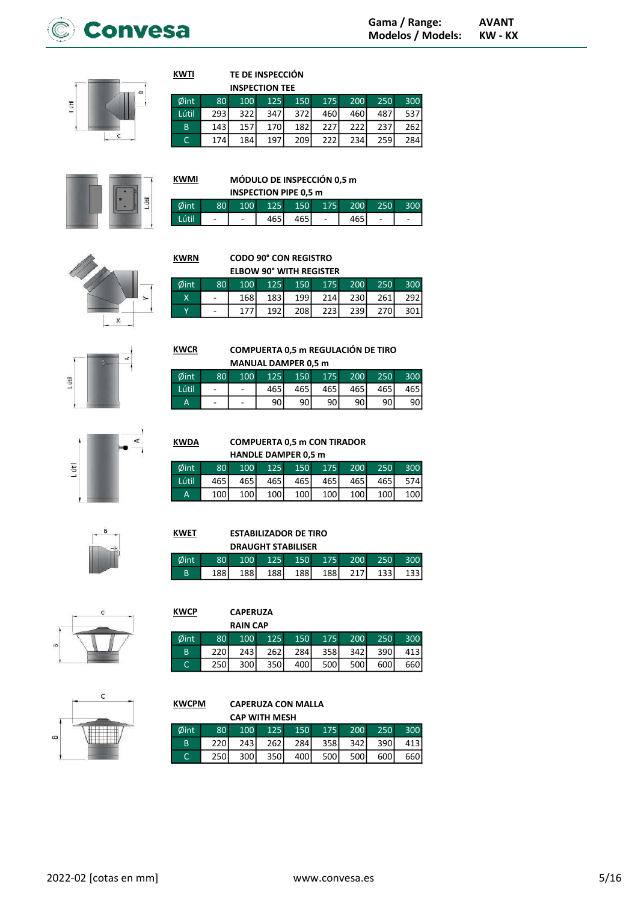## KWTI — TE DE INSPECCIÓN / INSPECTION TEE

| Øint | 80 | 100 | 125 | 150 | 175 | 200 | 250 | 300 |
|---|---|---|---|---|---|---|---|---|
| Lútil | 293 | 322 | 347 | 372 | 460 | 460 | 487 | 537 |
| B | 143 | 157 | 170 | 182 | 227 | 222 | 237 | 262 |
| C | 174 | 184 | 197 | 209 | 222 | 234 | 259 | 284 |

## KWMI — MÓDULO DE INSPECCIÓN 0,5 m / INSPECTION PIPE 0,5 m

| Øint | 80 | 100 | 125 | 150 | 175 | 200 | 250 | 300 |
|---|---|---|---|---|---|---|---|---|
| Lútil | - | - | 465 | 465 | - | 465 | - | - |

## KWRN — CODO 90° CON REGISTRO / ELBOW 90° WITH REGISTER

| Øint | 80 | 100 | 125 | 150 | 175 | 200 | 250 | 300 |
|---|---|---|---|---|---|---|---|---|
| X | - | 168 | 183 | 199 | 214 | 230 | 261 | 292 |
| Y | - | 177 | 192 | 208 | 223 | 239 | 270 | 301 |

## KWCR — COMPUERTA 0,5 m REGULACIÓN DE TIRO / MANUAL DAMPER 0,5 m

| Øint | 80 | 100 | 125 | 150 | 175 | 200 | 250 | 300 |
|---|---|---|---|---|---|---|---|---|
| Lútil | - | - | 465 | 465 | 465 | 465 | 465 | 465 |
| A | - | - | 90 | 90 | 90 | 90 | 90 | 90 |

## KWDA — COMPUERTA 0,5 m CON TIRADOR / HANDLE DAMPER 0,5 m

| Øint | 80 | 100 | 125 | 150 | 175 | 200 | 250 | 300 |
|---|---|---|---|---|---|---|---|---|
| Lútil | 465 | 465 | 465 | 465 | 465 | 465 | 465 | 574 |
| A | 100 | 100 | 100 | 100 | 100 | 100 | 100 | 100 |

## KWET — ESTABILIZADOR DE TIRO / DRAUGHT STABILISER

| Øint | 80 | 100 | 125 | 150 | 175 | 200 | 250 | 300 |
|---|---|---|---|---|---|---|---|---|
| B | 188 | 188 | 188 | 188 | 188 | 217 | 133 | 133 |

## KWCP — CAPERUZA / RAIN CAP

| Øint | 80 | 100 | 125 | 150 | 175 | 200 | 250 | 300 |
|---|---|---|---|---|---|---|---|---|
| B | 220 | 243 | 262 | 284 | 358 | 342 | 390 | 413 |
| C | 250 | 300 | 350 | 400 | 500 | 500 | 600 | 660 |

## KWCPM — CAPERUZA CON MALLA / CAP WITH MESH

| Øint | 80 | 100 | 125 | 150 | 175 | 200 | 250 | 300 |
|---|---|---|---|---|---|---|---|---|
| B | 220 | 243 | 262 | 284 | 358 | 342 | 390 | 413 |
| C | 250 | 300 | 350 | 400 | 500 | 500 | 600 | 660 |

2022-02 [cotas en mm]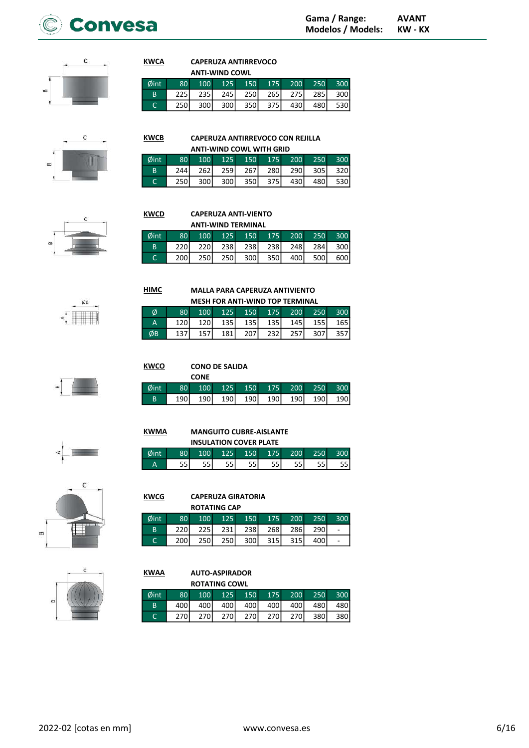Gama / Range: AVANT
Modelos / Models: KW - KX

### KWCA — CAPERUZA ANTIRREVOCO / ANTI-WIND COWL

| Øint | 80 | 100 | 125 | 150 | 175 | 200 | 250 | 300 |
|---|---|---|---|---|---|---|---|---|
| B | 225 | 235 | 245 | 250 | 265 | 275 | 285 | 300 |
| C | 250 | 300 | 300 | 350 | 375 | 430 | 480 | 530 |

### KWCB — CAPERUZA ANTIRREVOCO CON REJILLA / ANTI-WIND COWL WITH GRID

| Øint | 80 | 100 | 125 | 150 | 175 | 200 | 250 | 300 |
|---|---|---|---|---|---|---|---|---|
| B | 244 | 262 | 259 | 267 | 280 | 290 | 305 | 320 |
| C | 250 | 300 | 300 | 350 | 375 | 430 | 480 | 530 |

### KWCD — CAPERUZA ANTI-VIENTO / ANTI-WIND TERMINAL

| Øint | 80 | 100 | 125 | 150 | 175 | 200 | 250 | 300 |
|---|---|---|---|---|---|---|---|---|
| B | 220 | 220 | 238 | 238 | 238 | 248 | 284 | 300 |
| C | 200 | 250 | 250 | 300 | 350 | 400 | 500 | 600 |

### HIMC — MALLA PARA CAPERUZA ANTIVIENTO / MESH FOR ANTI-WIND TOP TERMINAL

| Ø | 80 | 100 | 125 | 150 | 175 | 200 | 250 | 300 |
|---|---|---|---|---|---|---|---|---|
| A | 120 | 120 | 135 | 135 | 135 | 145 | 155 | 165 |
| ØB | 137 | 157 | 181 | 207 | 232 | 257 | 307 | 357 |

### KWCO — CONO DE SALIDA / CONE

| Øint | 80 | 100 | 125 | 150 | 175 | 200 | 250 | 300 |
|---|---|---|---|---|---|---|---|---|
| B | 190 | 190 | 190 | 190 | 190 | 190 | 190 | 190 |

### KWMA — MANGUITO CUBRE-AISLANTE / INSULATION COVER PLATE

| Øint | 80 | 100 | 125 | 150 | 175 | 200 | 250 | 300 |
|---|---|---|---|---|---|---|---|---|
| A | 55 | 55 | 55 | 55 | 55 | 55 | 55 | 55 |

### KWCG — CAPERUZA GIRATORIA / ROTATING CAP

| Øint | 80 | 100 | 125 | 150 | 175 | 200 | 250 | 300 |
|---|---|---|---|---|---|---|---|---|
| B | 220 | 225 | 231 | 238 | 268 | 286 | 290 | - |
| C | 200 | 250 | 250 | 300 | 315 | 315 | 400 | - |

### KWAA — AUTO-ASPIRADOR / ROTATING COWL

| Øint | 80 | 100 | 125 | 150 | 175 | 200 | 250 | 300 |
|---|---|---|---|---|---|---|---|---|
| B | 400 | 400 | 400 | 400 | 400 | 400 | 480 | 480 |
| C | 270 | 270 | 270 | 270 | 270 | 270 | 380 | 380 |

2022-02 [cotas en mm]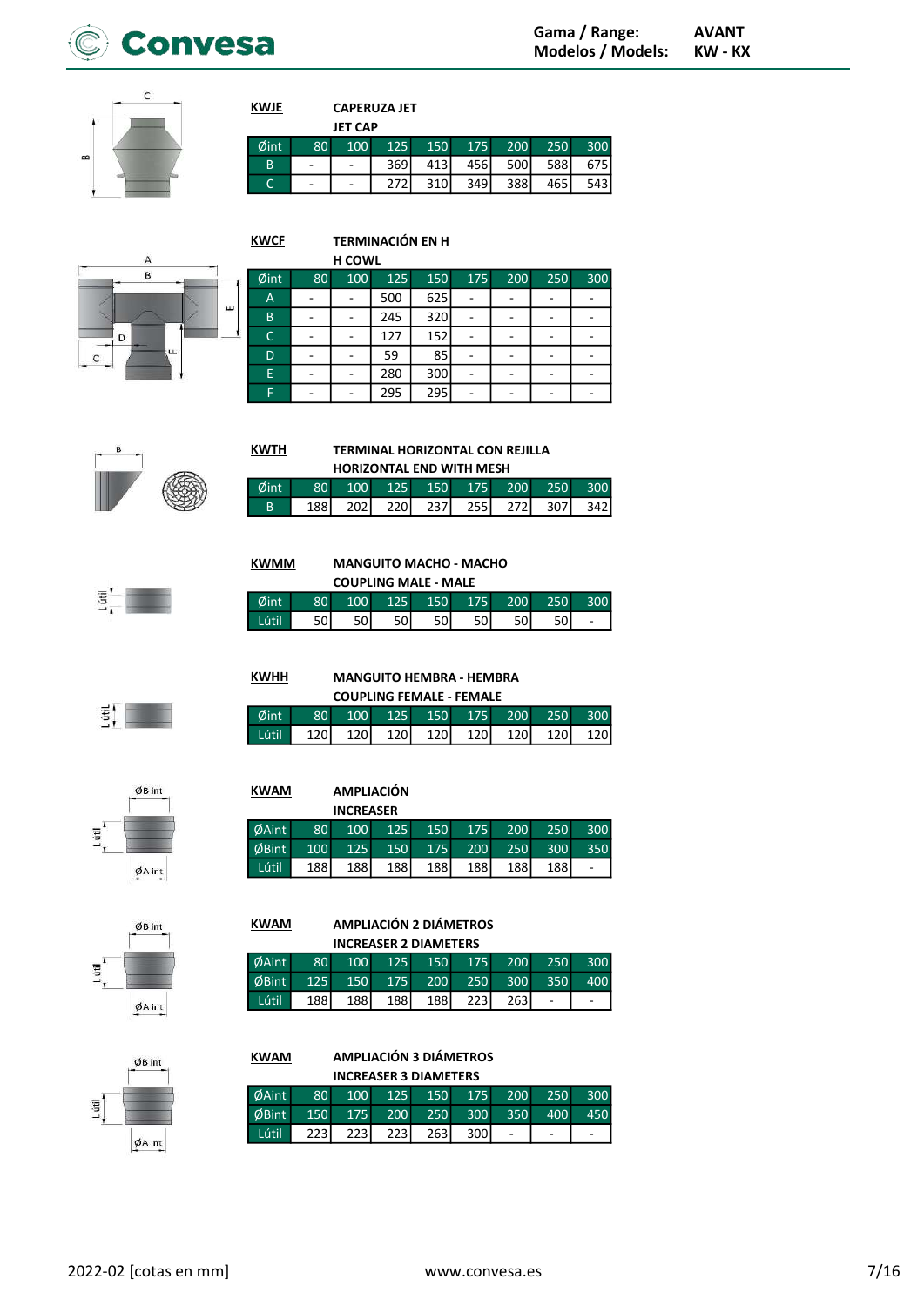**KWJE** CAPERUZA JET
JET CAP

| Øint | 80 | 100 | 125 | 150 | 175 | 200 | 250 | 300 |
|---|---|---|---|---|---|---|---|---|
| B | - | - | 369 | 413 | 456 | 500 | 588 | 675 |
| C | - | - | 272 | 310 | 349 | 388 | 465 | 543 |

**KWCF** TERMINACIÓN EN H
H COWL

| Øint | 80 | 100 | 125 | 150 | 175 | 200 | 250 | 300 |
|---|---|---|---|---|---|---|---|---|
| A | - | - | 500 | 625 | - | - | - | - |
| B | - | - | 245 | 320 | - | - | - | - |
| C | - | - | 127 | 152 | - | - | - | - |
| D | - | - | 59 | 85 | - | - | - | - |
| E | - | - | 280 | 300 | - | - | - | - |
| F | - | - | 295 | 295 | - | - | - | - |

**KWTH** TERMINAL HORIZONTAL CON REJILLA
HORIZONTAL END WITH MESH

| Øint | 80 | 100 | 125 | 150 | 175 | 200 | 250 | 300 |
|---|---|---|---|---|---|---|---|---|
| B | 188 | 202 | 220 | 237 | 255 | 272 | 307 | 342 |

**KWMM** MANGUITO MACHO - MACHO
COUPLING MALE - MALE

| Øint | 80 | 100 | 125 | 150 | 175 | 200 | 250 | 300 |
|---|---|---|---|---|---|---|---|---|
| Lútil | 50 | 50 | 50 | 50 | 50 | 50 | 50 | - |

**KWHH** MANGUITO HEMBRA - HEMBRA
COUPLING FEMALE - FEMALE

| Øint | 80 | 100 | 125 | 150 | 175 | 200 | 250 | 300 |
|---|---|---|---|---|---|---|---|---|
| Lútil | 120 | 120 | 120 | 120 | 120 | 120 | 120 | 120 |

**KWAM** AMPLIACIÓN
INCREASER

| ØAint | 80 | 100 | 125 | 150 | 175 | 200 | 250 | 300 |
|---|---|---|---|---|---|---|---|---|
| ØBint | 100 | 125 | 150 | 175 | 200 | 250 | 300 | 350 |
| Lútil | 188 | 188 | 188 | 188 | 188 | 188 | 188 | - |

**KWAM** AMPLIACIÓN 2 DIÁMETROS
INCREASER 2 DIAMETERS

| ØAint | 80 | 100 | 125 | 150 | 175 | 200 | 250 | 300 |
|---|---|---|---|---|---|---|---|---|
| ØBint | 125 | 150 | 175 | 200 | 250 | 300 | 350 | 400 |
| Lútil | 188 | 188 | 188 | 188 | 223 | 263 | - | - |

**KWAM** AMPLIACIÓN 3 DIÁMETROS
INCREASER 3 DIAMETERS

| ØAint | 80 | 100 | 125 | 150 | 175 | 200 | 250 | 300 |
|---|---|---|---|---|---|---|---|---|
| ØBint | 150 | 175 | 200 | 250 | 300 | 350 | 400 | 450 |
| Lútil | 223 | 223 | 223 | 263 | 300 | - | - | - |

2022-02 [cotas en mm] www.convesa.es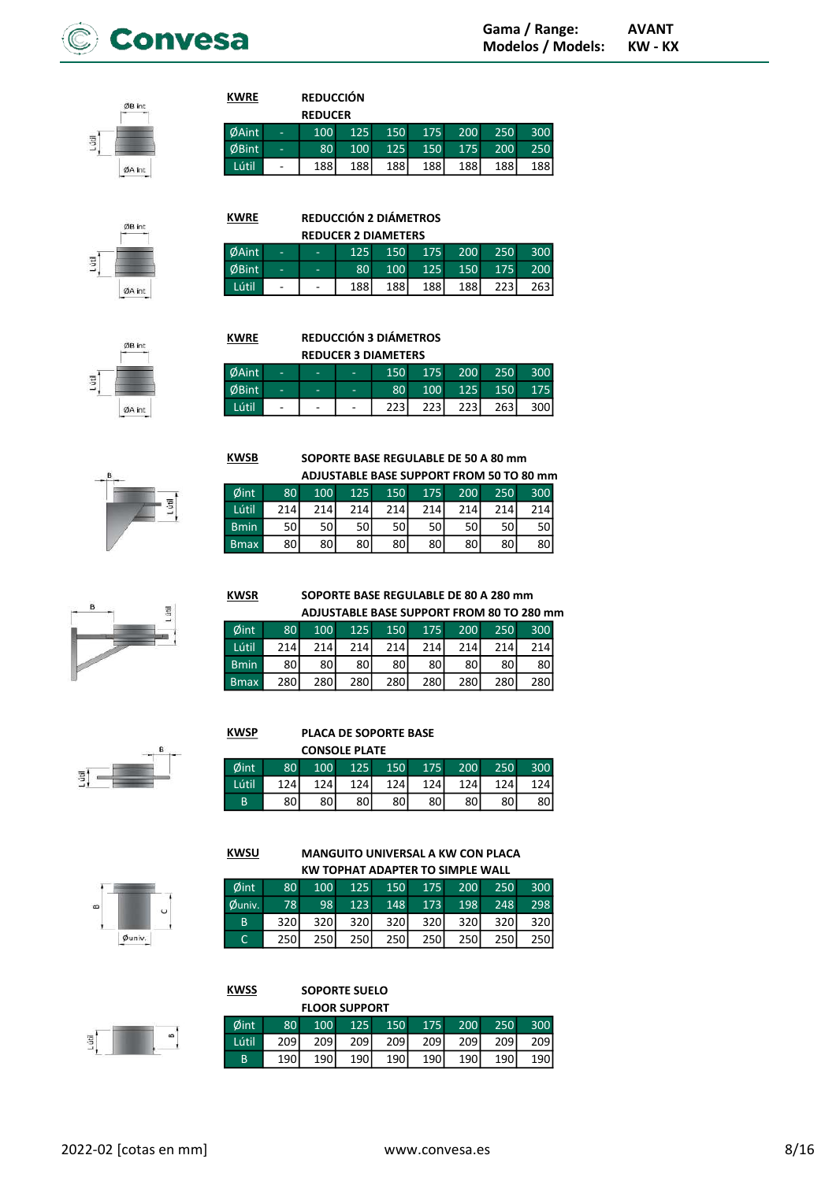**KWRE** REDUCCIÓN
REDUCER

| ØAint | - | 100 | 125 | 150 | 175 | 200 | 250 | 300 |
|---|---|---|---|---|---|---|---|---|
| ØBint | - | 80 | 100 | 125 | 150 | 175 | 200 | 250 |
| Lútil | - | 188 | 188 | 188 | 188 | 188 | 188 | 188 |

**KWRE** REDUCCIÓN 2 DIÁMETROS
REDUCER 2 DIAMETERS

| ØAint | - | - | 125 | 150 | 175 | 200 | 250 | 300 |
|---|---|---|---|---|---|---|---|---|
| ØBint | - | - | 80 | 100 | 125 | 150 | 175 | 200 |
| Lútil | - | - | 188 | 188 | 188 | 188 | 223 | 263 |

**KWRE** REDUCCIÓN 3 DIÁMETROS
REDUCER 3 DIAMETERS

| ØAint | - | - | - | 150 | 175 | 200 | 250 | 300 |
|---|---|---|---|---|---|---|---|---|
| ØBint | - | - | - | 80 | 100 | 125 | 150 | 175 |
| Lútil | - | - | - | 223 | 223 | 223 | 263 | 300 |

**KWSB** SOPORTE BASE REGULABLE DE 50 A 80 mm
ADJUSTABLE BASE SUPPORT FROM 50 TO 80 mm

| Øint | 80 | 100 | 125 | 150 | 175 | 200 | 250 | 300 |
|---|---|---|---|---|---|---|---|---|
| Lútil | 214 | 214 | 214 | 214 | 214 | 214 | 214 | 214 |
| Bmin | 50 | 50 | 50 | 50 | 50 | 50 | 50 | 50 |
| Bmax | 80 | 80 | 80 | 80 | 80 | 80 | 80 | 80 |

**KWSR** SOPORTE BASE REGULABLE DE 80 A 280 mm
ADJUSTABLE BASE SUPPORT FROM 80 TO 280 mm

| Øint | 80 | 100 | 125 | 150 | 175 | 200 | 250 | 300 |
|---|---|---|---|---|---|---|---|---|
| Lútil | 214 | 214 | 214 | 214 | 214 | 214 | 214 | 214 |
| Bmin | 80 | 80 | 80 | 80 | 80 | 80 | 80 | 80 |
| Bmax | 280 | 280 | 280 | 280 | 280 | 280 | 280 | 280 |

**KWSP** PLACA DE SOPORTE BASE
CONSOLE PLATE

| Øint | 80 | 100 | 125 | 150 | 175 | 200 | 250 | 300 |
|---|---|---|---|---|---|---|---|---|
| Lútil | 124 | 124 | 124 | 124 | 124 | 124 | 124 | 124 |
| B | 80 | 80 | 80 | 80 | 80 | 80 | 80 | 80 |

**KWSU** MANGUITO UNIVERSAL A KW CON PLACA
KW TOPHAT ADAPTER TO SIMPLE WALL

| Øint | 80 | 100 | 125 | 150 | 175 | 200 | 250 | 300 |
|---|---|---|---|---|---|---|---|---|
| Øuniv. | 78 | 98 | 123 | 148 | 173 | 198 | 248 | 298 |
| B | 320 | 320 | 320 | 320 | 320 | 320 | 320 | 320 |
| C | 250 | 250 | 250 | 250 | 250 | 250 | 250 | 250 |

**KWSS** SOPORTE SUELO
FLOOR SUPPORT

| Øint | 80 | 100 | 125 | 150 | 175 | 200 | 250 | 300 |
|---|---|---|---|---|---|---|---|---|
| Lútil | 209 | 209 | 209 | 209 | 209 | 209 | 209 | 209 |
| B | 190 | 190 | 190 | 190 | 190 | 190 | 190 | 190 |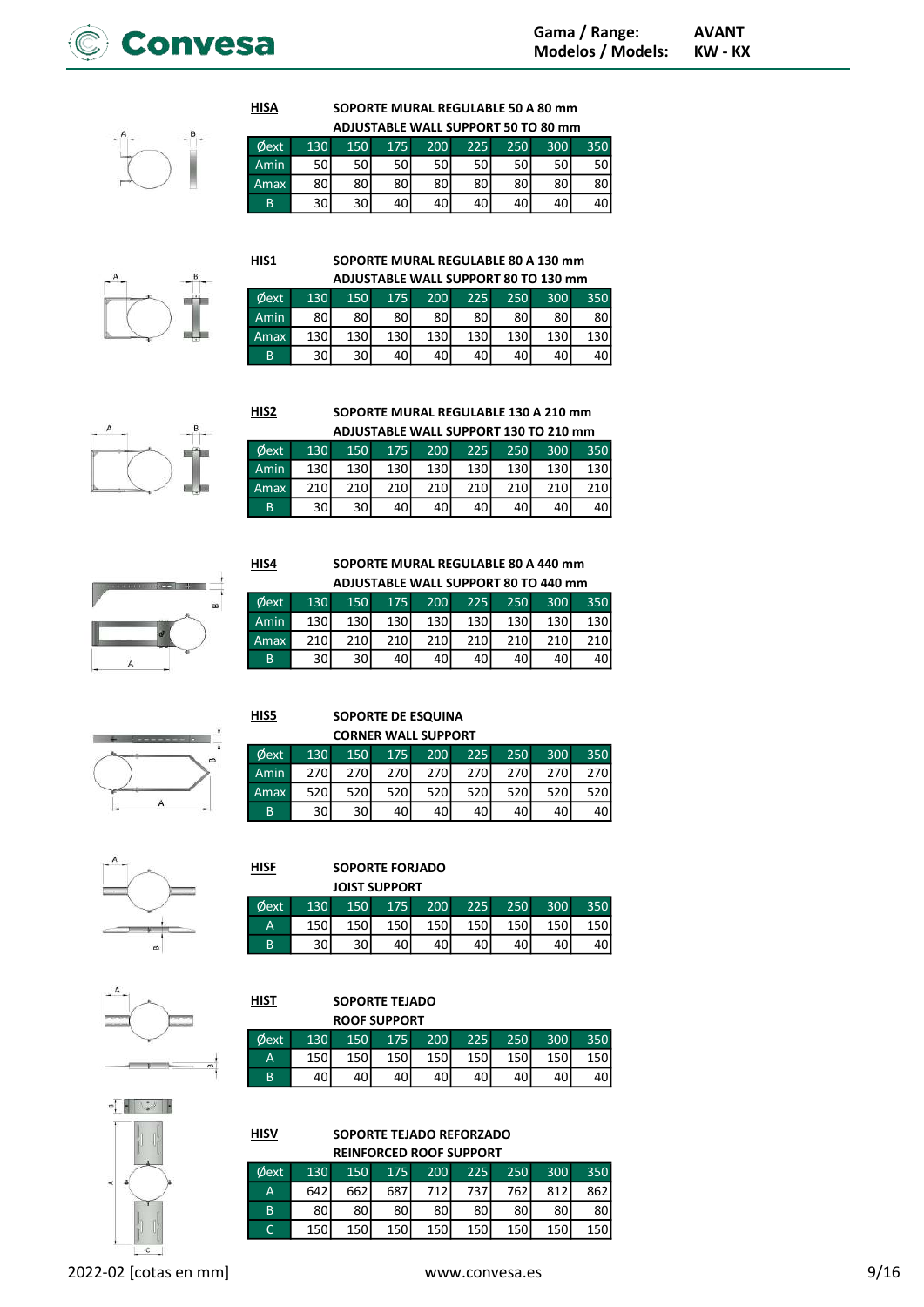### HISA

**SOPORTE MURAL REGULABLE 50 A 80 mm**
**ADJUSTABLE WALL SUPPORT 50 TO 80 mm**

| Øext | 130 | 150 | 175 | 200 | 225 | 250 | 300 | 350 |
|---|---|---|---|---|---|---|---|---|
| Amin | 50 | 50 | 50 | 50 | 50 | 50 | 50 | 50 |
| Amax | 80 | 80 | 80 | 80 | 80 | 80 | 80 | 80 |
| B | 30 | 30 | 40 | 40 | 40 | 40 | 40 | 40 |

### HIS1

**SOPORTE MURAL REGULABLE 80 A 130 mm**
**ADJUSTABLE WALL SUPPORT 80 TO 130 mm**

| Øext | 130 | 150 | 175 | 200 | 225 | 250 | 300 | 350 |
|---|---|---|---|---|---|---|---|---|
| Amin | 80 | 80 | 80 | 80 | 80 | 80 | 80 | 80 |
| Amax | 130 | 130 | 130 | 130 | 130 | 130 | 130 | 130 |
| B | 30 | 30 | 40 | 40 | 40 | 40 | 40 | 40 |

### HIS2

**SOPORTE MURAL REGULABLE 130 A 210 mm**
**ADJUSTABLE WALL SUPPORT 130 TO 210 mm**

| Øext | 130 | 150 | 175 | 200 | 225 | 250 | 300 | 350 |
|---|---|---|---|---|---|---|---|---|
| Amin | 130 | 130 | 130 | 130 | 130 | 130 | 130 | 130 |
| Amax | 210 | 210 | 210 | 210 | 210 | 210 | 210 | 210 |
| B | 30 | 30 | 40 | 40 | 40 | 40 | 40 | 40 |

### HIS4

**SOPORTE MURAL REGULABLE 80 A 440 mm**
**ADJUSTABLE WALL SUPPORT 80 TO 440 mm**

| Øext | 130 | 150 | 175 | 200 | 225 | 250 | 300 | 350 |
|---|---|---|---|---|---|---|---|---|
| Amin | 130 | 130 | 130 | 130 | 130 | 130 | 130 | 130 |
| Amax | 210 | 210 | 210 | 210 | 210 | 210 | 210 | 210 |
| B | 30 | 30 | 40 | 40 | 40 | 40 | 40 | 40 |

### HIS5

**SOPORTE DE ESQUINA**
**CORNER WALL SUPPORT**

| Øext | 130 | 150 | 175 | 200 | 225 | 250 | 300 | 350 |
|---|---|---|---|---|---|---|---|---|
| Amin | 270 | 270 | 270 | 270 | 270 | 270 | 270 | 270 |
| Amax | 520 | 520 | 520 | 520 | 520 | 520 | 520 | 520 |
| B | 30 | 30 | 40 | 40 | 40 | 40 | 40 | 40 |

### HISF

**SOPORTE FORJADO**
**JOIST SUPPORT**

| Øext | 130 | 150 | 175 | 200 | 225 | 250 | 300 | 350 |
|---|---|---|---|---|---|---|---|---|
| A | 150 | 150 | 150 | 150 | 150 | 150 | 150 | 150 |
| B | 30 | 30 | 40 | 40 | 40 | 40 | 40 | 40 |

### HIST

**SOPORTE TEJADO**
**ROOF SUPPORT**

| Øext | 130 | 150 | 175 | 200 | 225 | 250 | 300 | 350 |
|---|---|---|---|---|---|---|---|---|
| A | 150 | 150 | 150 | 150 | 150 | 150 | 150 | 150 |
| B | 40 | 40 | 40 | 40 | 40 | 40 | 40 | 40 |

### HISV

**SOPORTE TEJADO REFORZADO**
**REINFORCED ROOF SUPPORT**

| Øext | 130 | 150 | 175 | 200 | 225 | 250 | 300 | 350 |
|---|---|---|---|---|---|---|---|---|
| A | 642 | 662 | 687 | 712 | 737 | 762 | 812 | 862 |
| B | 80 | 80 | 80 | 80 | 80 | 80 | 80 | 80 |
| C | 150 | 150 | 150 | 150 | 150 | 150 | 150 | 150 |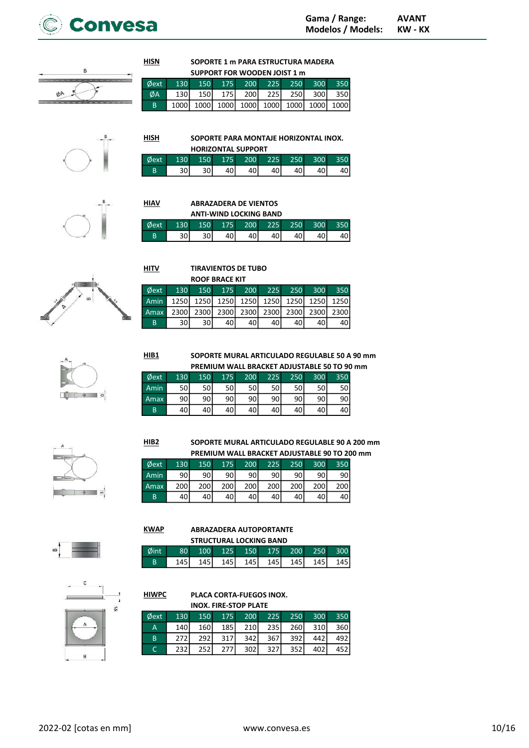**HISN** **SOPORTE 1 m PARA ESTRUCTURA MADERA**
**SUPPORT FOR WOODEN JOIST 1 m**

| Øext | 130 | 150 | 175 | 200 | 225 | 250 | 300 | 350 |
|---|---|---|---|---|---|---|---|---|
| ØA | 130 | 150 | 175 | 200 | 225 | 250 | 300 | 350 |
| B | 1000 | 1000 | 1000 | 1000 | 1000 | 1000 | 1000 | 1000 |

**HISH** **SOPORTE PARA MONTAJE HORIZONTAL INOX.**
**HORIZONTAL SUPPORT**

| Øext | 130 | 150 | 175 | 200 | 225 | 250 | 300 | 350 |
|---|---|---|---|---|---|---|---|---|
| B | 30 | 30 | 40 | 40 | 40 | 40 | 40 | 40 |

**HIAV** **ABRAZADERA DE VIENTOS**
**ANTI-WIND LOCKING BAND**

| Øext | 130 | 150 | 175 | 200 | 225 | 250 | 300 | 350 |
|---|---|---|---|---|---|---|---|---|
| B | 30 | 30 | 40 | 40 | 40 | 40 | 40 | 40 |

**HITV** **TIRAVIENTOS DE TUBO**
**ROOF BRACE KIT**

| Øext | 130 | 150 | 175 | 200 | 225 | 250 | 300 | 350 |
|---|---|---|---|---|---|---|---|---|
| Amin | 1250 | 1250 | 1250 | 1250 | 1250 | 1250 | 1250 | 1250 |
| Amax | 2300 | 2300 | 2300 | 2300 | 2300 | 2300 | 2300 | 2300 |
| B | 30 | 30 | 40 | 40 | 40 | 40 | 40 | 40 |

**HIB1** **SOPORTE MURAL ARTICULADO REGULABLE 50 A 90 mm**
**PREMIUM WALL BRACKET ADJUSTABLE 50 TO 90 mm**

| Øext | 130 | 150 | 175 | 200 | 225 | 250 | 300 | 350 |
|---|---|---|---|---|---|---|---|---|
| Amin | 50 | 50 | 50 | 50 | 50 | 50 | 50 | 50 |
| Amax | 90 | 90 | 90 | 90 | 90 | 90 | 90 | 90 |
| B | 40 | 40 | 40 | 40 | 40 | 40 | 40 | 40 |

**HIB2** **SOPORTE MURAL ARTICULADO REGULABLE 90 A 200 mm**
**PREMIUM WALL BRACKET ADJUSTABLE 90 TO 200 mm**

| Øext | 130 | 150 | 175 | 200 | 225 | 250 | 300 | 350 |
|---|---|---|---|---|---|---|---|---|
| Amin | 90 | 90 | 90 | 90 | 90 | 90 | 90 | 90 |
| Amax | 200 | 200 | 200 | 200 | 200 | 200 | 200 | 200 |
| B | 40 | 40 | 40 | 40 | 40 | 40 | 40 | 40 |

**KWAP** **ABRAZADERA AUTOPORTANTE**
**STRUCTURAL LOCKING BAND**

| Øint | 80 | 100 | 125 | 150 | 175 | 200 | 250 | 300 |
|---|---|---|---|---|---|---|---|---|
| B | 145 | 145 | 145 | 145 | 145 | 145 | 145 | 145 |

**HIWPC** **PLACA CORTA-FUEGOS INOX.**
**INOX. FIRE-STOP PLATE**

| Øext | 130 | 150 | 175 | 200 | 225 | 250 | 300 | 350 |
|---|---|---|---|---|---|---|---|---|
| A | 140 | 160 | 185 | 210 | 235 | 260 | 310 | 360 |
| B | 272 | 292 | 317 | 342 | 367 | 392 | 442 | 492 |
| C | 232 | 252 | 277 | 302 | 327 | 352 | 402 | 452 |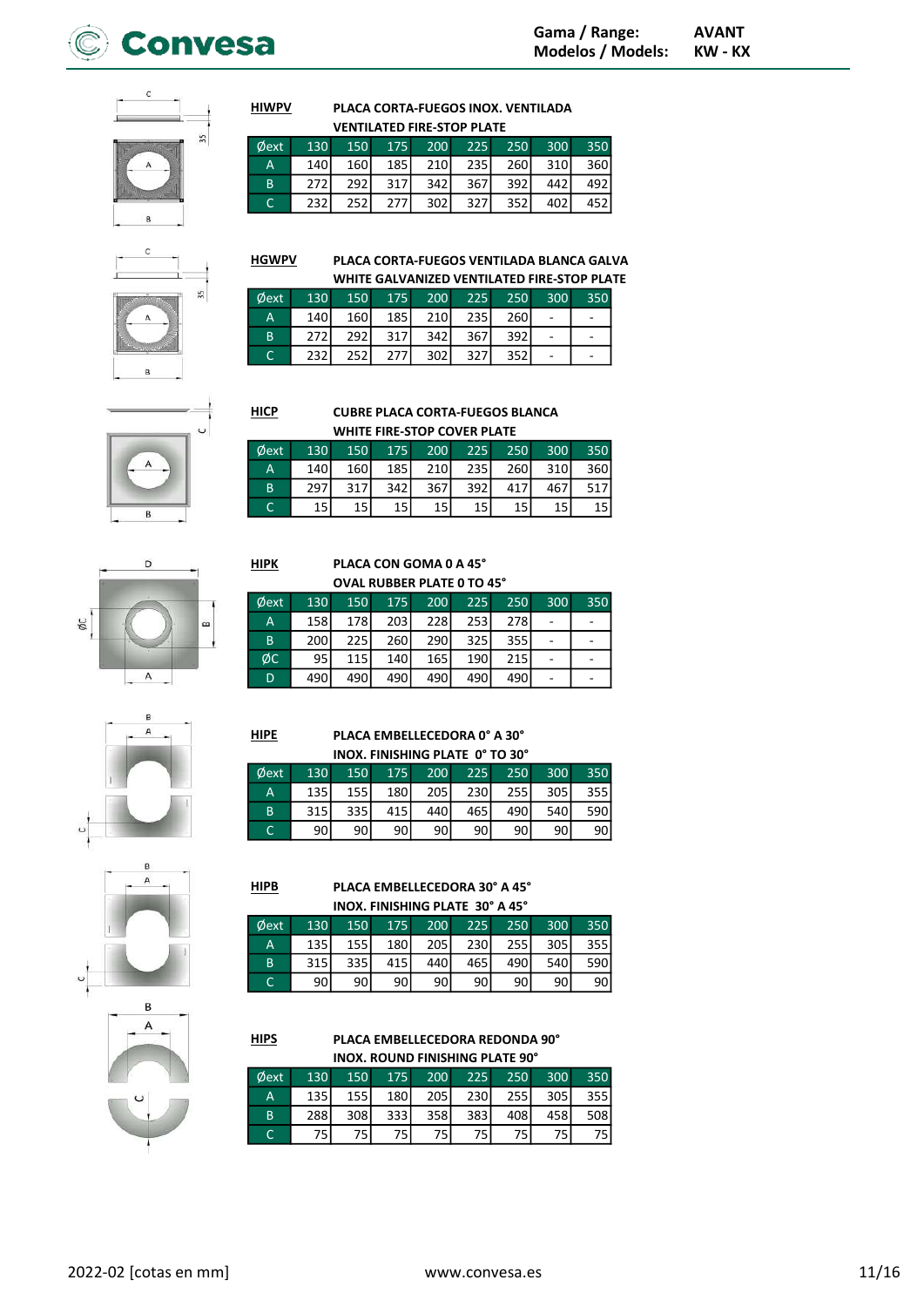**HIWPV** PLACA CORTA-FUEGOS INOX. VENTILADA
VENTILATED FIRE-STOP PLATE

| Øext | 130 | 150 | 175 | 200 | 225 | 250 | 300 | 350 |
|---|---|---|---|---|---|---|---|---|
| A | 140 | 160 | 185 | 210 | 235 | 260 | 310 | 360 |
| B | 272 | 292 | 317 | 342 | 367 | 392 | 442 | 492 |
| C | 232 | 252 | 277 | 302 | 327 | 352 | 402 | 452 |

**HGWPV** PLACA CORTA-FUEGOS VENTILADA BLANCA GALVA
WHITE GALVANIZED VENTILATED FIRE-STOP PLATE

| Øext | 130 | 150 | 175 | 200 | 225 | 250 | 300 | 350 |
|---|---|---|---|---|---|---|---|---|
| A | 140 | 160 | 185 | 210 | 235 | 260 | - | - |
| B | 272 | 292 | 317 | 342 | 367 | 392 | - | - |
| C | 232 | 252 | 277 | 302 | 327 | 352 | - | - |

**HICP** CUBRE PLACA CORTA-FUEGOS BLANCA
WHITE FIRE-STOP COVER PLATE

| Øext | 130 | 150 | 175 | 200 | 225 | 250 | 300 | 350 |
|---|---|---|---|---|---|---|---|---|
| A | 140 | 160 | 185 | 210 | 235 | 260 | 310 | 360 |
| B | 297 | 317 | 342 | 367 | 392 | 417 | 467 | 517 |
| C | 15 | 15 | 15 | 15 | 15 | 15 | 15 | 15 |

**HIPK** PLACA CON GOMA 0 A 45°
OVAL RUBBER PLATE 0 TO 45°

| Øext | 130 | 150 | 175 | 200 | 225 | 250 | 300 | 350 |
|---|---|---|---|---|---|---|---|---|
| A | 158 | 178 | 203 | 228 | 253 | 278 | - | - |
| B | 200 | 225 | 260 | 290 | 325 | 355 | - | - |
| ØC | 95 | 115 | 140 | 165 | 190 | 215 | - | - |
| D | 490 | 490 | 490 | 490 | 490 | 490 | - | - |

**HIPE** PLACA EMBELLECEDORA 0° A 30°
INOX. FINISHING PLATE 0° TO 30°

| Øext | 130 | 150 | 175 | 200 | 225 | 250 | 300 | 350 |
|---|---|---|---|---|---|---|---|---|
| A | 135 | 155 | 180 | 205 | 230 | 255 | 305 | 355 |
| B | 315 | 335 | 415 | 440 | 465 | 490 | 540 | 590 |
| C | 90 | 90 | 90 | 90 | 90 | 90 | 90 | 90 |

**HIPB** PLACA EMBELLECEDORA 30° A 45°
INOX. FINISHING PLATE 30° A 45°

| Øext | 130 | 150 | 175 | 200 | 225 | 250 | 300 | 350 |
|---|---|---|---|---|---|---|---|---|
| A | 135 | 155 | 180 | 205 | 230 | 255 | 305 | 355 |
| B | 315 | 335 | 415 | 440 | 465 | 490 | 540 | 590 |
| C | 90 | 90 | 90 | 90 | 90 | 90 | 90 | 90 |

**HIPS** PLACA EMBELLECEDORA REDONDA 90°
INOX. ROUND FINISHING PLATE 90°

| Øext | 130 | 150 | 175 | 200 | 225 | 250 | 300 | 350 |
|---|---|---|---|---|---|---|---|---|
| A | 135 | 155 | 180 | 205 | 230 | 255 | 305 | 355 |
| B | 288 | 308 | 333 | 358 | 383 | 408 | 458 | 508 |
| C | 75 | 75 | 75 | 75 | 75 | 75 | 75 | 75 |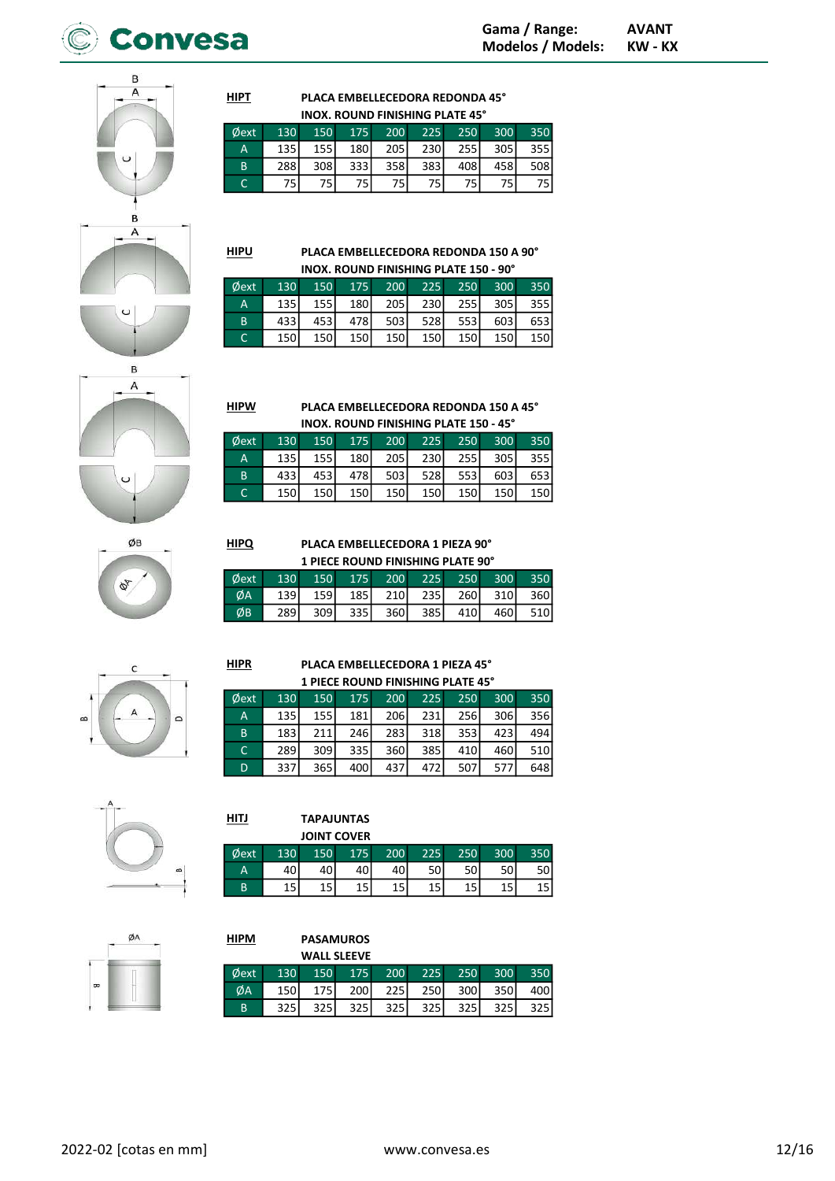**HIPT** **PLACA EMBELLECEDORA REDONDA 45°**
**INOX. ROUND FINISHING PLATE 45°**

| Øext | 130 | 150 | 175 | 200 | 225 | 250 | 300 | 350 |
|---|---|---|---|---|---|---|---|---|
| A | 135 | 155 | 180 | 205 | 230 | 255 | 305 | 355 |
| B | 288 | 308 | 333 | 358 | 383 | 408 | 458 | 508 |
| C | 75 | 75 | 75 | 75 | 75 | 75 | 75 | 75 |

**HIPU** **PLACA EMBELLECEDORA REDONDA 150 A 90°**
**INOX. ROUND FINISHING PLATE 150 - 90°**

| Øext | 130 | 150 | 175 | 200 | 225 | 250 | 300 | 350 |
|---|---|---|---|---|---|---|---|---|
| A | 135 | 155 | 180 | 205 | 230 | 255 | 305 | 355 |
| B | 433 | 453 | 478 | 503 | 528 | 553 | 603 | 653 |
| C | 150 | 150 | 150 | 150 | 150 | 150 | 150 | 150 |

**HIPW** **PLACA EMBELLECEDORA REDONDA 150 A 45°**
**INOX. ROUND FINISHING PLATE 150 - 45°**

| Øext | 130 | 150 | 175 | 200 | 225 | 250 | 300 | 350 |
|---|---|---|---|---|---|---|---|---|
| A | 135 | 155 | 180 | 205 | 230 | 255 | 305 | 355 |
| B | 433 | 453 | 478 | 503 | 528 | 553 | 603 | 653 |
| C | 150 | 150 | 150 | 150 | 150 | 150 | 150 | 150 |

**HIPQ** **PLACA EMBELLECEDORA 1 PIEZA 90°**
**1 PIECE ROUND FINISHING PLATE 90°**

| Øext | 130 | 150 | 175 | 200 | 225 | 250 | 300 | 350 |
|---|---|---|---|---|---|---|---|---|
| ØA | 139 | 159 | 185 | 210 | 235 | 260 | 310 | 360 |
| ØB | 289 | 309 | 335 | 360 | 385 | 410 | 460 | 510 |

**HIPR** **PLACA EMBELLECEDORA 1 PIEZA 45°**
**1 PIECE ROUND FINISHING PLATE 45°**

| Øext | 130 | 150 | 175 | 200 | 225 | 250 | 300 | 350 |
|---|---|---|---|---|---|---|---|---|
| A | 135 | 155 | 181 | 206 | 231 | 256 | 306 | 356 |
| B | 183 | 211 | 246 | 283 | 318 | 353 | 423 | 494 |
| C | 289 | 309 | 335 | 360 | 385 | 410 | 460 | 510 |
| D | 337 | 365 | 400 | 437 | 472 | 507 | 577 | 648 |

**HITJ** **TAPAJUNTAS**
**JOINT COVER**

| Øext | 130 | 150 | 175 | 200 | 225 | 250 | 300 | 350 |
|---|---|---|---|---|---|---|---|---|
| A | 40 | 40 | 40 | 40 | 50 | 50 | 50 | 50 |
| B | 15 | 15 | 15 | 15 | 15 | 15 | 15 | 15 |

**HIPM** **PASAMUROS**
**WALL SLEEVE**

| Øext | 130 | 150 | 175 | 200 | 225 | 250 | 300 | 350 |
|---|---|---|---|---|---|---|---|---|
| ØA | 150 | 175 | 200 | 225 | 250 | 300 | 350 | 400 |
| B | 325 | 325 | 325 | 325 | 325 | 325 | 325 | 325 |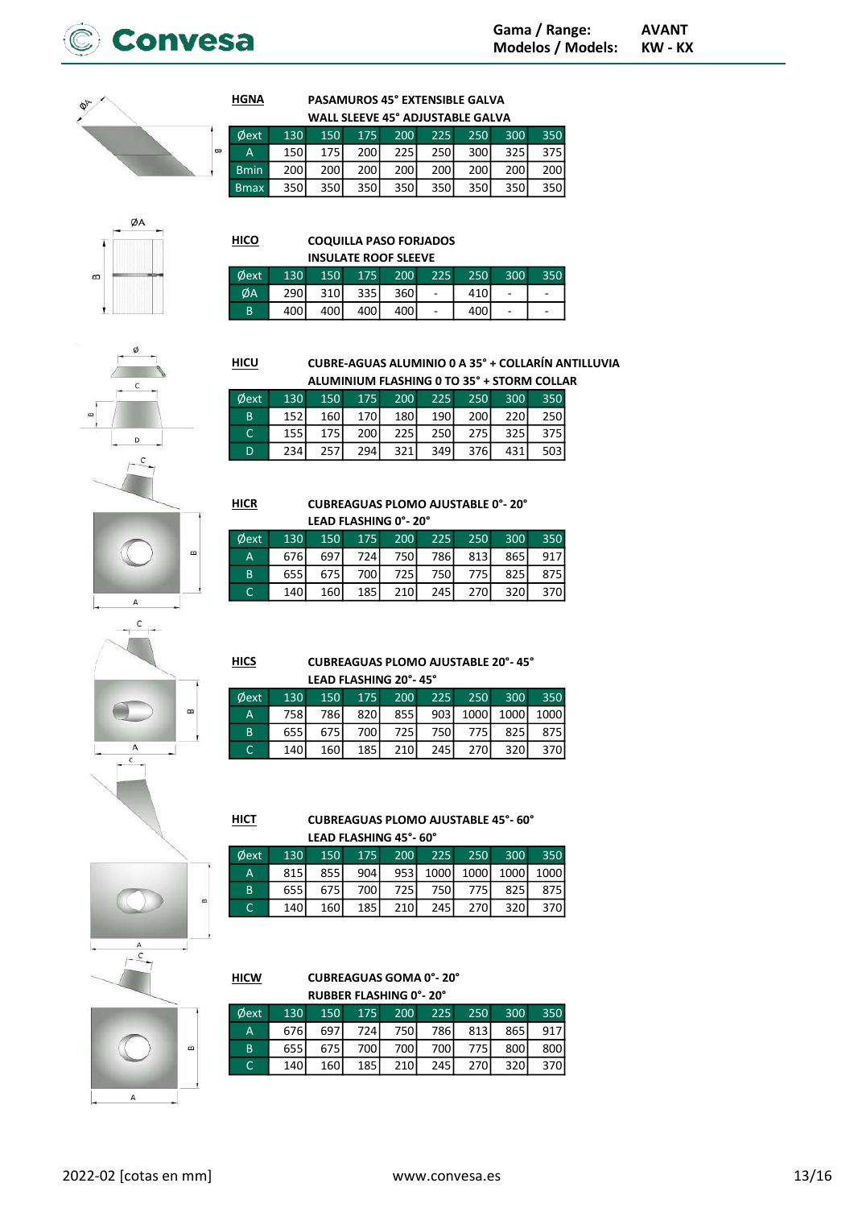**HGNA** PASAMUROS 45° EXTENSIBLE GALVA
WALL SLEEVE 45° ADJUSTABLE GALVA

| Øext | 130 | 150 | 175 | 200 | 225 | 250 | 300 | 350 |
|---|---|---|---|---|---|---|---|---|
| A | 150 | 175 | 200 | 225 | 250 | 300 | 325 | 375 |
| Bmin | 200 | 200 | 200 | 200 | 200 | 200 | 200 | 200 |
| Bmax | 350 | 350 | 350 | 350 | 350 | 350 | 350 | 350 |

**HICO** COQUILLA PASO FORJADOS
INSULATE ROOF SLEEVE

| Øext | 130 | 150 | 175 | 200 | 225 | 250 | 300 | 350 |
|---|---|---|---|---|---|---|---|---|
| ØA | 290 | 310 | 335 | 360 | - | 410 | - | - |
| B | 400 | 400 | 400 | 400 | - | 400 | - | - |

**HICU** CUBRE-AGUAS ALUMINIO 0 A 35° + COLLARÍN ANTILLUVIA
ALUMINIUM FLASHING 0 TO 35° + STORM COLLAR

| Øext | 130 | 150 | 175 | 200 | 225 | 250 | 300 | 350 |
|---|---|---|---|---|---|---|---|---|
| B | 152 | 160 | 170 | 180 | 190 | 200 | 220 | 250 |
| C | 155 | 175 | 200 | 225 | 250 | 275 | 325 | 375 |
| D | 234 | 257 | 294 | 321 | 349 | 376 | 431 | 503 |

**HICR** CUBREAGUAS PLOMO AJUSTABLE 0°- 20°
LEAD FLASHING 0°- 20°

| Øext | 130 | 150 | 175 | 200 | 225 | 250 | 300 | 350 |
|---|---|---|---|---|---|---|---|---|
| A | 676 | 697 | 724 | 750 | 786 | 813 | 865 | 917 |
| B | 655 | 675 | 700 | 725 | 750 | 775 | 825 | 875 |
| C | 140 | 160 | 185 | 210 | 245 | 270 | 320 | 370 |

**HICS** CUBREAGUAS PLOMO AJUSTABLE 20°- 45°
LEAD FLASHING 20°- 45°

| Øext | 130 | 150 | 175 | 200 | 225 | 250 | 300 | 350 |
|---|---|---|---|---|---|---|---|---|
| A | 758 | 786 | 820 | 855 | 903 | 1000 | 1000 | 1000 |
| B | 655 | 675 | 700 | 725 | 750 | 775 | 825 | 875 |
| C | 140 | 160 | 185 | 210 | 245 | 270 | 320 | 370 |

**HICT** CUBREAGUAS PLOMO AJUSTABLE 45°- 60°
LEAD FLASHING 45°- 60°

| Øext | 130 | 150 | 175 | 200 | 225 | 250 | 300 | 350 |
|---|---|---|---|---|---|---|---|---|
| A | 815 | 855 | 904 | 953 | 1000 | 1000 | 1000 | 1000 |
| B | 655 | 675 | 700 | 725 | 750 | 775 | 825 | 875 |
| C | 140 | 160 | 185 | 210 | 245 | 270 | 320 | 370 |

**HICW** CUBREAGUAS GOMA 0°- 20°
RUBBER FLASHING 0°- 20°

| Øext | 130 | 150 | 175 | 200 | 225 | 250 | 300 | 350 |
|---|---|---|---|---|---|---|---|---|
| A | 676 | 697 | 724 | 750 | 786 | 813 | 865 | 917 |
| B | 655 | 675 | 700 | 700 | 700 | 775 | 800 | 800 |
| C | 140 | 160 | 185 | 210 | 245 | 270 | 320 | 370 |

2022-02 [cotas en mm]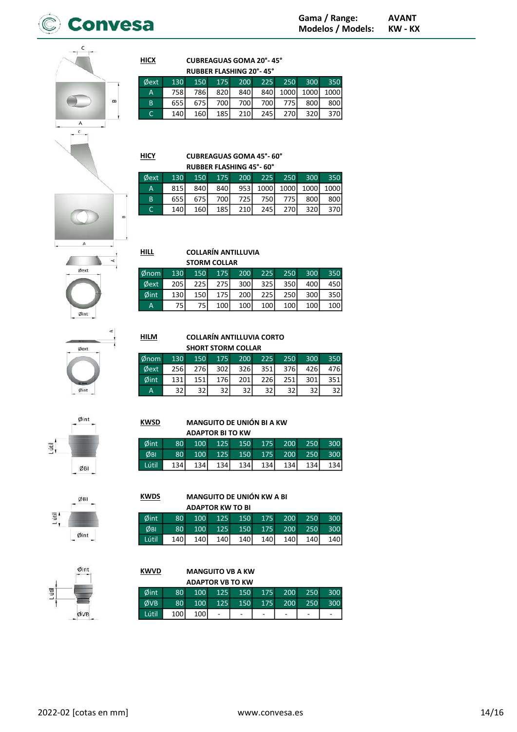**HICX** **CUBREAGUAS GOMA 20°- 45°**
**RUBBER FLASHING 20°- 45°**

| Øext | 130 | 150 | 175 | 200 | 225 | 250 | 300 | 350 |
|---|---|---|---|---|---|---|---|---|
| A | 758 | 786 | 820 | 840 | 840 | 1000 | 1000 | 1000 |
| B | 655 | 675 | 700 | 700 | 700 | 775 | 800 | 800 |
| C | 140 | 160 | 185 | 210 | 245 | 270 | 320 | 370 |

**HICY** **CUBREAGUAS GOMA 45°- 60°**
**RUBBER FLASHING 45°- 60°**

| Øext | 130 | 150 | 175 | 200 | 225 | 250 | 300 | 350 |
|---|---|---|---|---|---|---|---|---|
| A | 815 | 840 | 840 | 953 | 1000 | 1000 | 1000 | 1000 |
| B | 655 | 675 | 700 | 725 | 750 | 775 | 800 | 800 |
| C | 140 | 160 | 185 | 210 | 245 | 270 | 320 | 370 |

**HILL** **COLLARÍN ANTILLUVIA**
**STORM COLLAR**

| Ønom | 130 | 150 | 175 | 200 | 225 | 250 | 300 | 350 |
|---|---|---|---|---|---|---|---|---|
| Øext | 205 | 225 | 275 | 300 | 325 | 350 | 400 | 450 |
| Øint | 130 | 150 | 175 | 200 | 225 | 250 | 300 | 350 |
| A | 75 | 75 | 100 | 100 | 100 | 100 | 100 | 100 |

**HILM** **COLLARÍN ANTILLUVIA CORTO**
**SHORT STORM COLLAR**

| Ønom | 130 | 150 | 175 | 200 | 225 | 250 | 300 | 350 |
|---|---|---|---|---|---|---|---|---|
| Øext | 256 | 276 | 302 | 326 | 351 | 376 | 426 | 476 |
| Øint | 131 | 151 | 176 | 201 | 226 | 251 | 301 | 351 |
| A | 32 | 32 | 32 | 32 | 32 | 32 | 32 | 32 |

**KWSD** **MANGUITO DE UNIÓN BI A KW**
**ADAPTOR BI TO KW**

| Øint | 80 | 100 | 125 | 150 | 175 | 200 | 250 | 300 |
|---|---|---|---|---|---|---|---|---|
| ØBI | 80 | 100 | 125 | 150 | 175 | 200 | 250 | 300 |
| Lútil | 134 | 134 | 134 | 134 | 134 | 134 | 134 | 134 |

**KWDS** **MANGUITO DE UNIÓN KW A BI**
**ADAPTOR KW TO BI**

| Øint | 80 | 100 | 125 | 150 | 175 | 200 | 250 | 300 |
|---|---|---|---|---|---|---|---|---|
| ØBI | 80 | 100 | 125 | 150 | 175 | 200 | 250 | 300 |
| Lútil | 140 | 140 | 140 | 140 | 140 | 140 | 140 | 140 |

**KWVD** **MANGUITO VB A KW**
**ADAPTOR VB TO KW**

| Øint | 80 | 100 | 125 | 150 | 175 | 200 | 250 | 300 |
|---|---|---|---|---|---|---|---|---|
| ØVB | 80 | 100 | 125 | 150 | 175 | 200 | 250 | 300 |
| Lútil | 100 | 100 | - | - | - | - | - | - |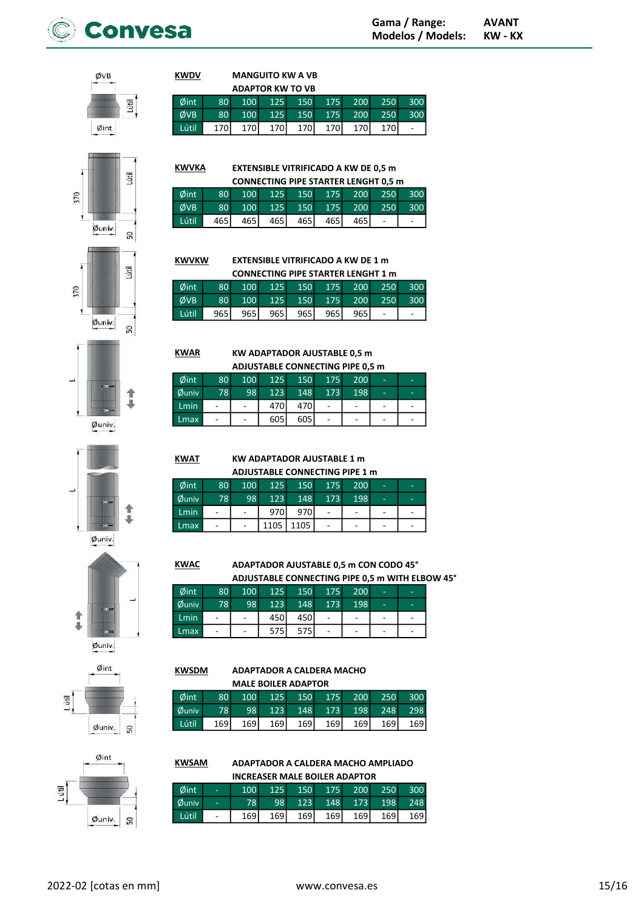**KWDV** MANGUITO KW A VB
ADAPTOR KW TO VB

| Øint | 80 | 100 | 125 | 150 | 175 | 200 | 250 | 300 |
|---|---|---|---|---|---|---|---|---|
| ØVB | 80 | 100 | 125 | 150 | 175 | 200 | 250 | 300 |
| Lútil | 170 | 170 | 170 | 170 | 170 | 170 | 170 | - |

**KWVKA** EXTENSIBLE VITRIFICADO A KW DE 0,5 m
CONNECTING PIPE STARTER LENGHT 0,5 m

| Øint | 80 | 100 | 125 | 150 | 175 | 200 | 250 | 300 |
|---|---|---|---|---|---|---|---|---|
| ØVB | 80 | 100 | 125 | 150 | 175 | 200 | 250 | 300 |
| Lútil | 465 | 465 | 465 | 465 | 465 | 465 | - | - |

**KWVKW** EXTENSIBLE VITRIFICADO A KW DE 1 m
CONNECTING PIPE STARTER LENGHT 1 m

| Øint | 80 | 100 | 125 | 150 | 175 | 200 | 250 | 300 |
|---|---|---|---|---|---|---|---|---|
| ØVB | 80 | 100 | 125 | 150 | 175 | 200 | 250 | 300 |
| Lútil | 965 | 965 | 965 | 965 | 965 | 965 | - | - |

**KWAR** KW ADAPTADOR AJUSTABLE 0,5 m
ADJUSTABLE CONNECTING PIPE 0,5 m

| Øint | 80 | 100 | 125 | 150 | 175 | 200 | - | - |
|---|---|---|---|---|---|---|---|---|
| Øuniv | 78 | 98 | 123 | 148 | 173 | 198 | - | - |
| Lmin | - | - | 470 | 470 | - | - | - | - |
| Lmax | - | - | 605 | 605 | - | - | - | - |

**KWAT** KW ADAPTADOR AJUSTABLE 1 m
ADJUSTABLE CONNECTING PIPE 1 m

| Øint | 80 | 100 | 125 | 150 | 175 | 200 | - | - |
|---|---|---|---|---|---|---|---|---|
| Øuniv | 78 | 98 | 123 | 148 | 173 | 198 | - | - |
| Lmin | - | - | 970 | 970 | - | - | - | - |
| Lmax | - | - | 1105 | 1105 | - | - | - | - |

**KWAC** ADAPTADOR AJUSTABLE 0,5 m CON CODO 45°
ADJUSTABLE CONNECTING PIPE 0,5 m WITH ELBOW 45°

| Øint | 80 | 100 | 125 | 150 | 175 | 200 | - | - |
|---|---|---|---|---|---|---|---|---|
| Øuniv | 78 | 98 | 123 | 148 | 173 | 198 | - | - |
| Lmin | - | - | 450 | 450 | - | - | - | - |
| Lmax | - | - | 575 | 575 | - | - | - | - |

**KWSDM** ADAPTADOR A CALDERA MACHO
MALE BOILER ADAPTOR

| Øint | 80 | 100 | 125 | 150 | 175 | 200 | 250 | 300 |
|---|---|---|---|---|---|---|---|---|
| Øuniv | 78 | 98 | 123 | 148 | 173 | 198 | 248 | 298 |
| Lútil | 169 | 169 | 169 | 169 | 169 | 169 | 169 | 169 |

**KWSAM** ADAPTADOR A CALDERA MACHO AMPLIADO
INCREASER MALE BOILER ADAPTOR

| Øint | - | 100 | 125 | 150 | 175 | 200 | 250 | 300 |
|---|---|---|---|---|---|---|---|---|
| Øuniv | - | 78 | 98 | 123 | 148 | 173 | 198 | 248 |
| Lútil | - | 169 | 169 | 169 | 169 | 169 | 169 | 169 |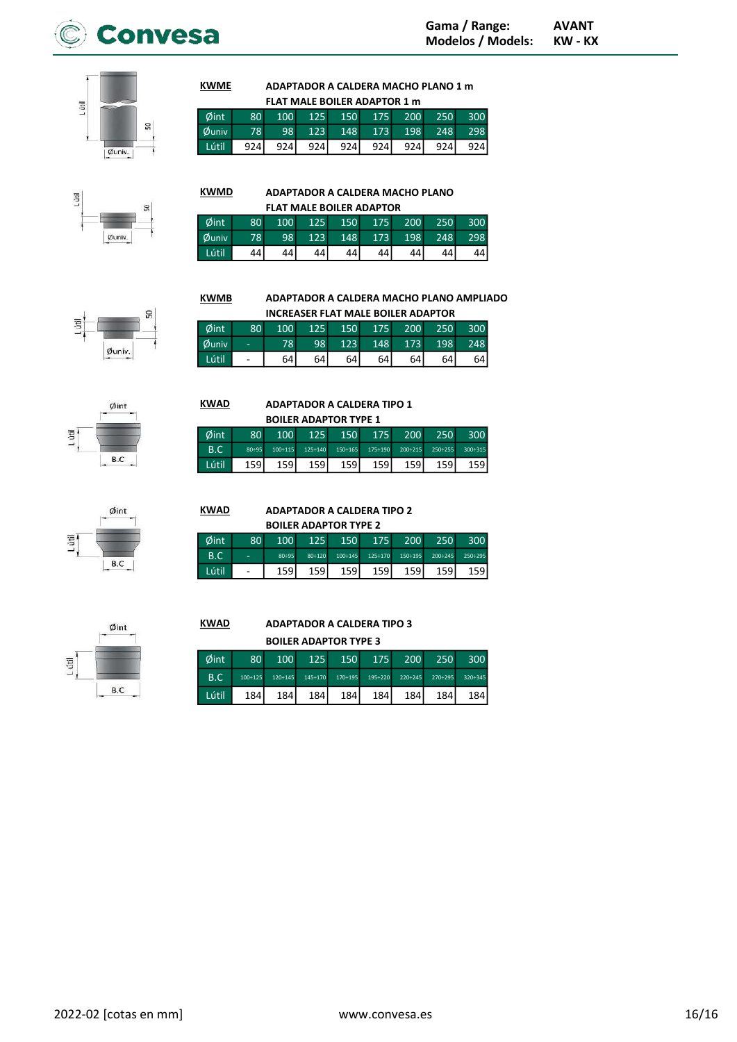**KWME** ADAPTADOR A CALDERA MACHO PLANO 1 m

FLAT MALE BOILER ADAPTOR 1 m

| Øint | 80 | 100 | 125 | 150 | 175 | 200 | 250 | 300 |
|---|---|---|---|---|---|---|---|---|
| Øuniv | 78 | 98 | 123 | 148 | 173 | 198 | 248 | 298 |
| Lútil | 924 | 924 | 924 | 924 | 924 | 924 | 924 | 924 |

**KWMD** ADAPTADOR A CALDERA MACHO PLANO

FLAT MALE BOILER ADAPTOR

| Øint | 80 | 100 | 125 | 150 | 175 | 200 | 250 | 300 |
|---|---|---|---|---|---|---|---|---|
| Øuniv | 78 | 98 | 123 | 148 | 173 | 198 | 248 | 298 |
| Lútil | 44 | 44 | 44 | 44 | 44 | 44 | 44 | 44 |

**KWMB** ADAPTADOR A CALDERA MACHO PLANO AMPLIADO

INCREASER FLAT MALE BOILER ADAPTOR

| Øint | 80 | 100 | 125 | 150 | 175 | 200 | 250 | 300 |
|---|---|---|---|---|---|---|---|---|
| Øuniv | - | 78 | 98 | 123 | 148 | 173 | 198 | 248 |
| Lútil | - | 64 | 64 | 64 | 64 | 64 | 64 | 64 |

**KWAD** ADAPTADOR A CALDERA TIPO 1

BOILER ADAPTOR TYPE 1

| Øint | 80 | 100 | 125 | 150 | 175 | 200 | 250 | 300 |
|---|---|---|---|---|---|---|---|---|
| B.C | 80÷95 | 100÷115 | 125÷140 | 150÷165 | 175÷190 | 200÷215 | 250÷255 | 300÷315 |
| Lútil | 159 | 159 | 159 | 159 | 159 | 159 | 159 | 159 |

**KWAD** ADAPTADOR A CALDERA TIPO 2

BOILER ADAPTOR TYPE 2

| Øint | 80 | 100 | 125 | 150 | 175 | 200 | 250 | 300 |
|---|---|---|---|---|---|---|---|---|
| B.C | - | 80÷95 | 80÷120 | 100÷145 | 125÷170 | 150÷195 | 200÷245 | 250÷295 |
| Lútil | - | 159 | 159 | 159 | 159 | 159 | 159 | 159 |

**KWAD** ADAPTADOR A CALDERA TIPO 3

BOILER ADAPTOR TYPE 3

| Øint | 80 | 100 | 125 | 150 | 175 | 200 | 250 | 300 |
|---|---|---|---|---|---|---|---|---|
| B.C | 100÷125 | 120÷145 | 145÷170 | 170÷195 | 195÷220 | 220÷245 | 270÷295 | 320÷345 |
| Lútil | 184 | 184 | 184 | 184 | 184 | 184 | 184 | 184 |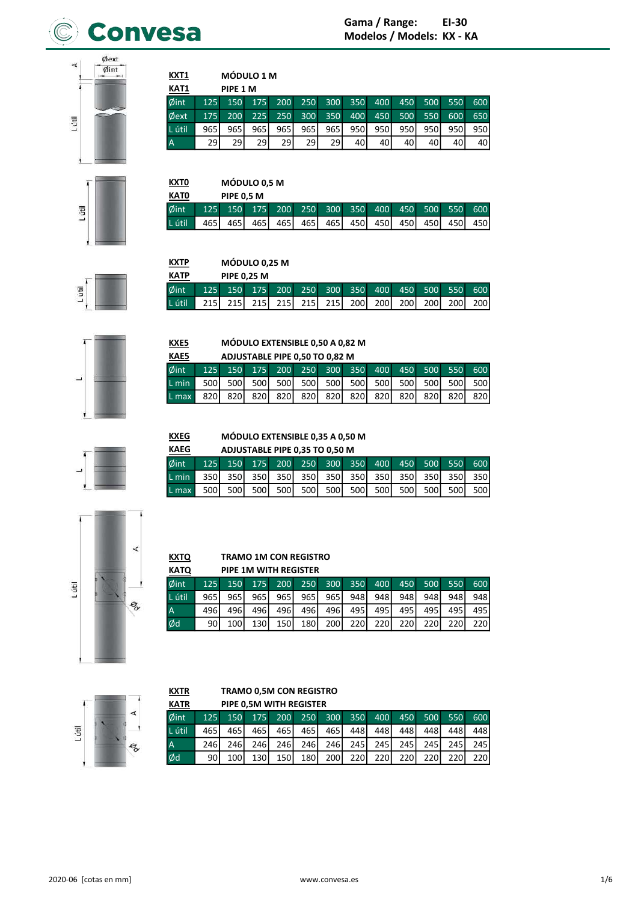**Gama / Range: EI-30**
**Modelos / Models: KX - KA**

**KXT1** MÓDULO 1 M
**KAT1** PIPE 1 M

| Øint | 125 | 150 | 175 | 200 | 250 | 300 | 350 | 400 | 450 | 500 | 550 | 600 |
|---|---|---|---|---|---|---|---|---|---|---|---|---|
| Øext | 175 | 200 | 225 | 250 | 300 | 350 | 400 | 450 | 500 | 550 | 600 | 650 |
| L útil | 965 | 965 | 965 | 965 | 965 | 965 | 950 | 950 | 950 | 950 | 950 | 950 |
| A | 29 | 29 | 29 | 29 | 29 | 29 | 40 | 40 | 40 | 40 | 40 | 40 |

**KXT0** MÓDULO 0,5 M
**KAT0** PIPE 0,5 M

| Øint | 125 | 150 | 175 | 200 | 250 | 300 | 350 | 400 | 450 | 500 | 550 | 600 |
|---|---|---|---|---|---|---|---|---|---|---|---|---|
| L útil | 465 | 465 | 465 | 465 | 465 | 465 | 450 | 450 | 450 | 450 | 450 | 450 |

**KXTP** MÓDULO 0,25 M
**KATP** PIPE 0,25 M

| Øint | 125 | 150 | 175 | 200 | 250 | 300 | 350 | 400 | 450 | 500 | 550 | 600 |
|---|---|---|---|---|---|---|---|---|---|---|---|---|
| L útil | 215 | 215 | 215 | 215 | 215 | 215 | 200 | 200 | 200 | 200 | 200 | 200 |

**KXE5** MÓDULO EXTENSIBLE 0,50 A 0,82 M
**KAE5** ADJUSTABLE PIPE 0,50 TO 0,82 M

| Øint | 125 | 150 | 175 | 200 | 250 | 300 | 350 | 400 | 450 | 500 | 550 | 600 |
|---|---|---|---|---|---|---|---|---|---|---|---|---|
| L min | 500 | 500 | 500 | 500 | 500 | 500 | 500 | 500 | 500 | 500 | 500 | 500 |
| L max | 820 | 820 | 820 | 820 | 820 | 820 | 820 | 820 | 820 | 820 | 820 | 820 |

**KXEG** MÓDULO EXTENSIBLE 0,35 A 0,50 M
**KAEG** ADJUSTABLE PIPE 0,35 TO 0,50 M

| Øint | 125 | 150 | 175 | 200 | 250 | 300 | 350 | 400 | 450 | 500 | 550 | 600 |
|---|---|---|---|---|---|---|---|---|---|---|---|---|
| L min | 350 | 350 | 350 | 350 | 350 | 350 | 350 | 350 | 350 | 350 | 350 | 350 |
| L max | 500 | 500 | 500 | 500 | 500 | 500 | 500 | 500 | 500 | 500 | 500 | 500 |

**KXTQ** TRAMO 1M CON REGISTRO
**KATQ** PIPE 1M WITH REGISTER

| Øint | 125 | 150 | 175 | 200 | 250 | 300 | 350 | 400 | 450 | 500 | 550 | 600 |
|---|---|---|---|---|---|---|---|---|---|---|---|---|
| L útil | 965 | 965 | 965 | 965 | 965 | 965 | 948 | 948 | 948 | 948 | 948 | 948 |
| A | 496 | 496 | 496 | 496 | 496 | 496 | 495 | 495 | 495 | 495 | 495 | 495 |
| Ød | 90 | 100 | 130 | 150 | 180 | 200 | 220 | 220 | 220 | 220 | 220 | 220 |

**KXTR** TRAMO 0,5M CON REGISTRO
**KATR** PIPE 0,5M WITH REGISTER

| Øint | 125 | 150 | 175 | 200 | 250 | 300 | 350 | 400 | 450 | 500 | 550 | 600 |
|---|---|---|---|---|---|---|---|---|---|---|---|---|
| L útil | 465 | 465 | 465 | 465 | 465 | 465 | 448 | 448 | 448 | 448 | 448 | 448 |
| A | 246 | 246 | 246 | 246 | 246 | 246 | 245 | 245 | 245 | 245 | 245 | 245 |
| Ød | 90 | 100 | 130 | 150 | 180 | 200 | 220 | 220 | 220 | 220 | 220 | 220 |

2020-06 [cotas en mm]

www.convesa.es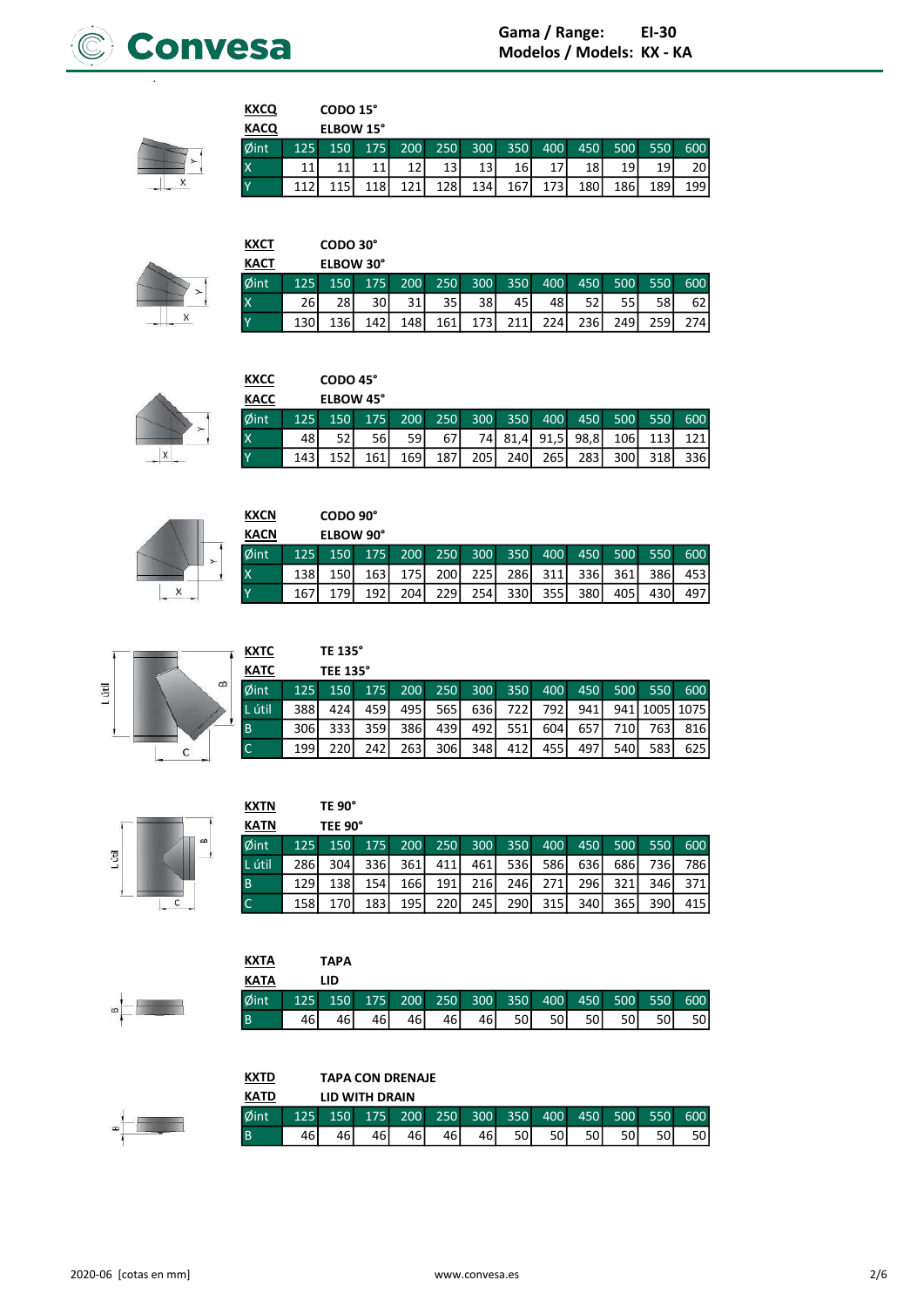**KXCQ** CODO 15°

**KACQ** ELBOW 15°

| Øint | 125 | 150 | 175 | 200 | 250 | 300 | 350 | 400 | 450 | 500 | 550 | 600 |
|---|---|---|---|---|---|---|---|---|---|---|---|---|
| X | 11 | 11 | 11 | 12 | 13 | 13 | 16 | 17 | 18 | 19 | 19 | 20 |
| Y | 112 | 115 | 118 | 121 | 128 | 134 | 167 | 173 | 180 | 186 | 189 | 199 |

**KXCT** CODO 30°

**KACT** ELBOW 30°

| Øint | 125 | 150 | 175 | 200 | 250 | 300 | 350 | 400 | 450 | 500 | 550 | 600 |
|---|---|---|---|---|---|---|---|---|---|---|---|---|
| X | 26 | 28 | 30 | 31 | 35 | 38 | 45 | 48 | 52 | 55 | 58 | 62 |
| Y | 130 | 136 | 142 | 148 | 161 | 173 | 211 | 224 | 236 | 249 | 259 | 274 |

**KXCC** CODO 45°

**KACC** ELBOW 45°

| Øint | 125 | 150 | 175 | 200 | 250 | 300 | 350 | 400 | 450 | 500 | 550 | 600 |
|---|---|---|---|---|---|---|---|---|---|---|---|---|
| X | 48 | 52 | 56 | 59 | 67 | 74 | 81,4 | 91,5 | 98,8 | 106 | 113 | 121 |
| Y | 143 | 152 | 161 | 169 | 187 | 205 | 240 | 265 | 283 | 300 | 318 | 336 |

**KXCN** CODO 90°

**KACN** ELBOW 90°

| Øint | 125 | 150 | 175 | 200 | 250 | 300 | 350 | 400 | 450 | 500 | 550 | 600 |
|---|---|---|---|---|---|---|---|---|---|---|---|---|
| X | 138 | 150 | 163 | 175 | 200 | 225 | 286 | 311 | 336 | 361 | 386 | 453 |
| Y | 167 | 179 | 192 | 204 | 229 | 254 | 330 | 355 | 380 | 405 | 430 | 497 |

**KXTC** TE 135°

**KATC** TEE 135°

| Øint | 125 | 150 | 175 | 200 | 250 | 300 | 350 | 400 | 450 | 500 | 550 | 600 |
|---|---|---|---|---|---|---|---|---|---|---|---|---|
| L útil | 388 | 424 | 459 | 495 | 565 | 636 | 722 | 792 | 941 | 941 | 1005 | 1075 |
| B | 306 | 333 | 359 | 386 | 439 | 492 | 551 | 604 | 657 | 710 | 763 | 816 |
| C | 199 | 220 | 242 | 263 | 306 | 348 | 412 | 455 | 497 | 540 | 583 | 625 |

**KXTN** TE 90°

**KATN** TEE 90°

| Øint | 125 | 150 | 175 | 200 | 250 | 300 | 350 | 400 | 450 | 500 | 550 | 600 |
|---|---|---|---|---|---|---|---|---|---|---|---|---|
| L útil | 286 | 304 | 336 | 361 | 411 | 461 | 536 | 586 | 636 | 686 | 736 | 786 |
| B | 129 | 138 | 154 | 166 | 191 | 216 | 246 | 271 | 296 | 321 | 346 | 371 |
| C | 158 | 170 | 183 | 195 | 220 | 245 | 290 | 315 | 340 | 365 | 390 | 415 |

**KXTA** TAPA

**KATA** LID

| Øint | 125 | 150 | 175 | 200 | 250 | 300 | 350 | 400 | 450 | 500 | 550 | 600 |
|---|---|---|---|---|---|---|---|---|---|---|---|---|
| B | 46 | 46 | 46 | 46 | 46 | 46 | 50 | 50 | 50 | 50 | 50 | 50 |

**KXTD** TAPA CON DRENAJE

**KATD** LID WITH DRAIN

| Øint | 125 | 150 | 175 | 200 | 250 | 300 | 350 | 400 | 450 | 500 | 550 | 600 |
|---|---|---|---|---|---|---|---|---|---|---|---|---|
| B | 46 | 46 | 46 | 46 | 46 | 46 | 50 | 50 | 50 | 50 | 50 | 50 |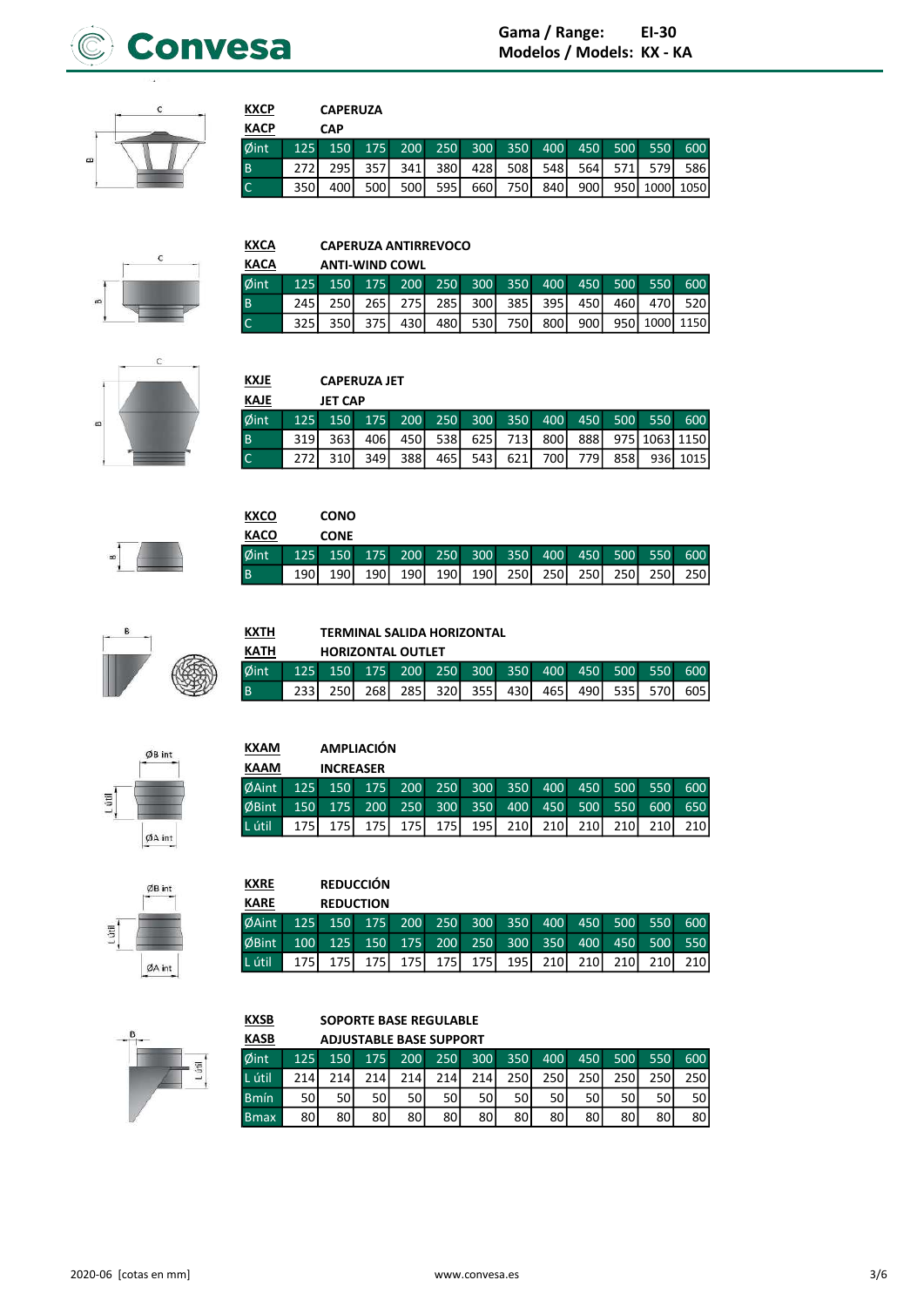**Gama / Range: EI-30**
**Modelos / Models: KX - KA**

**KXCP** CAPERUZA
**KACP** CAP

| Øint | 125 | 150 | 175 | 200 | 250 | 300 | 350 | 400 | 450 | 500 | 550 | 600 |
|---|---|---|---|---|---|---|---|---|---|---|---|---|
| B | 272 | 295 | 357 | 341 | 380 | 428 | 508 | 548 | 564 | 571 | 579 | 586 |
| C | 350 | 400 | 500 | 500 | 595 | 660 | 750 | 840 | 900 | 950 | 1000 | 1050 |

**KXCA** CAPERUZA ANTIRREVOCO
**KACA** ANTI-WIND COWL

| Øint | 125 | 150 | 175 | 200 | 250 | 300 | 350 | 400 | 450 | 500 | 550 | 600 |
|---|---|---|---|---|---|---|---|---|---|---|---|---|
| B | 245 | 250 | 265 | 275 | 285 | 300 | 385 | 395 | 450 | 460 | 470 | 520 |
| C | 325 | 350 | 375 | 430 | 480 | 530 | 750 | 800 | 900 | 950 | 1000 | 1150 |

**KXJE** CAPERUZA JET
**KAJE** JET CAP

| Øint | 125 | 150 | 175 | 200 | 250 | 300 | 350 | 400 | 450 | 500 | 550 | 600 |
|---|---|---|---|---|---|---|---|---|---|---|---|---|
| B | 319 | 363 | 406 | 450 | 538 | 625 | 713 | 800 | 888 | 975 | 1063 | 1150 |
| C | 272 | 310 | 349 | 388 | 465 | 543 | 621 | 700 | 779 | 858 | 936 | 1015 |

**KXCO** CONO
**KACO** CONE

| Øint | 125 | 150 | 175 | 200 | 250 | 300 | 350 | 400 | 450 | 500 | 550 | 600 |
|---|---|---|---|---|---|---|---|---|---|---|---|---|
| B | 190 | 190 | 190 | 190 | 190 | 190 | 250 | 250 | 250 | 250 | 250 | 250 |

**KXTH** TERMINAL SALIDA HORIZONTAL
**KATH** HORIZONTAL OUTLET

| Øint | 125 | 150 | 175 | 200 | 250 | 300 | 350 | 400 | 450 | 500 | 550 | 600 |
|---|---|---|---|---|---|---|---|---|---|---|---|---|
| B | 233 | 250 | 268 | 285 | 320 | 355 | 430 | 465 | 490 | 535 | 570 | 605 |

**KXAM** AMPLIACIÓN
**KAAM** INCREASER

| ØAint | 125 | 150 | 175 | 200 | 250 | 300 | 350 | 400 | 450 | 500 | 550 | 600 |
|---|---|---|---|---|---|---|---|---|---|---|---|---|
| ØBint | 150 | 175 | 200 | 250 | 300 | 350 | 400 | 450 | 500 | 550 | 600 | 650 |
| L útil | 175 | 175 | 175 | 175 | 175 | 195 | 210 | 210 | 210 | 210 | 210 | 210 |

**KXRE** REDUCCIÓN
**KARE** REDUCTION

| ØAint | 125 | 150 | 175 | 200 | 250 | 300 | 350 | 400 | 450 | 500 | 550 | 600 |
|---|---|---|---|---|---|---|---|---|---|---|---|---|
| ØBint | 100 | 125 | 150 | 175 | 200 | 250 | 300 | 350 | 400 | 450 | 500 | 550 |
| L útil | 175 | 175 | 175 | 175 | 175 | 175 | 195 | 210 | 210 | 210 | 210 | 210 |

**KXSB** SOPORTE BASE REGULABLE
**KASB** ADJUSTABLE BASE SUPPORT

| Øint | 125 | 150 | 175 | 200 | 250 | 300 | 350 | 400 | 450 | 500 | 550 | 600 |
|---|---|---|---|---|---|---|---|---|---|---|---|---|
| L útil | 214 | 214 | 214 | 214 | 214 | 214 | 250 | 250 | 250 | 250 | 250 | 250 |
| Bmín | 50 | 50 | 50 | 50 | 50 | 50 | 50 | 50 | 50 | 50 | 50 | 50 |
| Bmax | 80 | 80 | 80 | 80 | 80 | 80 | 80 | 80 | 80 | 80 | 80 | 80 |

2020-06 [cotas en mm] www.convesa.es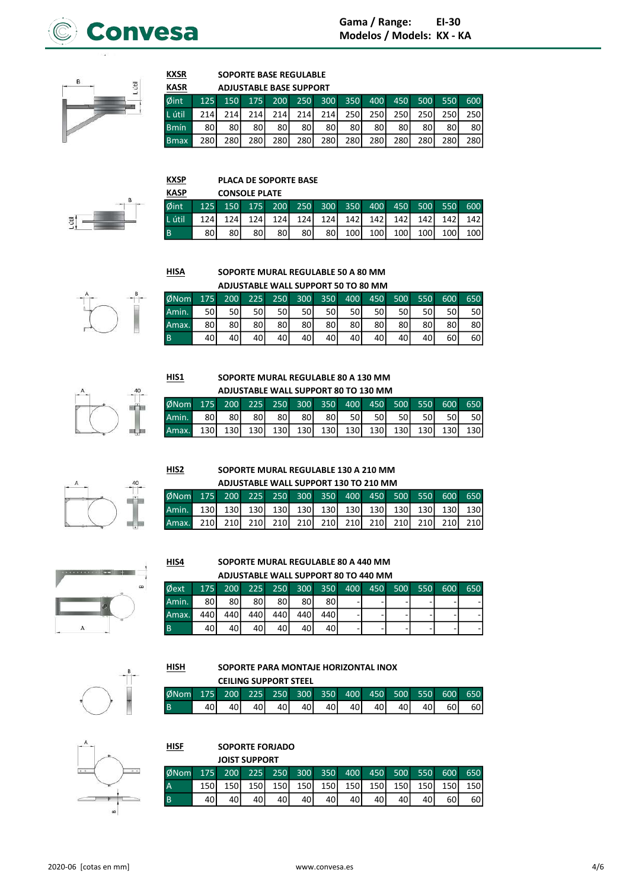**Gama / Range: EI-30**
**Modelos / Models: KX - KA**

**KXSR** SOPORTE BASE REGULABLE
**KASR** ADJUSTABLE BASE SUPPORT

| Øint | 125 | 150 | 175 | 200 | 250 | 300 | 350 | 400 | 450 | 500 | 550 | 600 |
|---|---|---|---|---|---|---|---|---|---|---|---|---|
| L útil | 214 | 214 | 214 | 214 | 214 | 214 | 250 | 250 | 250 | 250 | 250 | 250 |
| Bmín | 80 | 80 | 80 | 80 | 80 | 80 | 80 | 80 | 80 | 80 | 80 | 80 |
| Bmax | 280 | 280 | 280 | 280 | 280 | 280 | 280 | 280 | 280 | 280 | 280 | 280 |

**KXSP** PLACA DE SOPORTE BASE
**KASP** CONSOLE PLATE

| Øint | 125 | 150 | 175 | 200 | 250 | 300 | 350 | 400 | 450 | 500 | 550 | 600 |
|---|---|---|---|---|---|---|---|---|---|---|---|---|
| L útil | 124 | 124 | 124 | 124 | 124 | 124 | 142 | 142 | 142 | 142 | 142 | 142 |
| B | 80 | 80 | 80 | 80 | 80 | 80 | 100 | 100 | 100 | 100 | 100 | 100 |

**HISA** SOPORTE MURAL REGULABLE 50 A 80 MM
ADJUSTABLE WALL SUPPORT 50 TO 80 MM

| ØNom | 175 | 200 | 225 | 250 | 300 | 350 | 400 | 450 | 500 | 550 | 600 | 650 |
|---|---|---|---|---|---|---|---|---|---|---|---|---|
| Amin. | 50 | 50 | 50 | 50 | 50 | 50 | 50 | 50 | 50 | 50 | 50 | 50 |
| Amax. | 80 | 80 | 80 | 80 | 80 | 80 | 80 | 80 | 80 | 80 | 80 | 80 |
| B | 40 | 40 | 40 | 40 | 40 | 40 | 40 | 40 | 40 | 40 | 60 | 60 |

**HIS1** SOPORTE MURAL REGULABLE 80 A 130 MM
ADJUSTABLE WALL SUPPORT 80 TO 130 MM

| ØNom | 175 | 200 | 225 | 250 | 300 | 350 | 400 | 450 | 500 | 550 | 600 | 650 |
|---|---|---|---|---|---|---|---|---|---|---|---|---|
| Amin. | 80 | 80 | 80 | 80 | 80 | 80 | 50 | 50 | 50 | 50 | 50 | 50 |
| Amax. | 130 | 130 | 130 | 130 | 130 | 130 | 130 | 130 | 130 | 130 | 130 | 130 |

**HIS2** SOPORTE MURAL REGULABLE 130 A 210 MM
ADJUSTABLE WALL SUPPORT 130 TO 210 MM

| ØNom | 175 | 200 | 225 | 250 | 300 | 350 | 400 | 450 | 500 | 550 | 600 | 650 |
|---|---|---|---|---|---|---|---|---|---|---|---|---|
| Amin. | 130 | 130 | 130 | 130 | 130 | 130 | 130 | 130 | 130 | 130 | 130 | 130 |
| Amax. | 210 | 210 | 210 | 210 | 210 | 210 | 210 | 210 | 210 | 210 | 210 | 210 |

**HIS4** SOPORTE MURAL REGULABLE 80 A 440 MM
ADJUSTABLE WALL SUPPORT 80 TO 440 MM

| Øext | 175 | 200 | 225 | 250 | 300 | 350 | 400 | 450 | 500 | 550 | 600 | 650 |
|---|---|---|---|---|---|---|---|---|---|---|---|---|
| Amin. | 80 | 80 | 80 | 80 | 80 | 80 | - | - | - | - | - | - |
| Amax. | 440 | 440 | 440 | 440 | 440 | 440 | - | - | - | - | - | - |
| B | 40 | 40 | 40 | 40 | 40 | 40 | - | - | - | - | - | - |

**HISH** SOPORTE PARA MONTAJE HORIZONTAL INOX
CEILING SUPPORT STEEL

| ØNom | 175 | 200 | 225 | 250 | 300 | 350 | 400 | 450 | 500 | 550 | 600 | 650 |
|---|---|---|---|---|---|---|---|---|---|---|---|---|
| B | 40 | 40 | 40 | 40 | 40 | 40 | 40 | 40 | 40 | 40 | 60 | 60 |

**HISF** SOPORTE FORJADO
JOIST SUPPORT

| ØNom | 175 | 200 | 225 | 250 | 300 | 350 | 400 | 450 | 500 | 550 | 600 | 650 |
|---|---|---|---|---|---|---|---|---|---|---|---|---|
| A | 150 | 150 | 150 | 150 | 150 | 150 | 150 | 150 | 150 | 150 | 150 | 150 |
| B | 40 | 40 | 40 | 40 | 40 | 40 | 40 | 40 | 40 | 40 | 60 | 60 |

2020-06 [cotas en mm]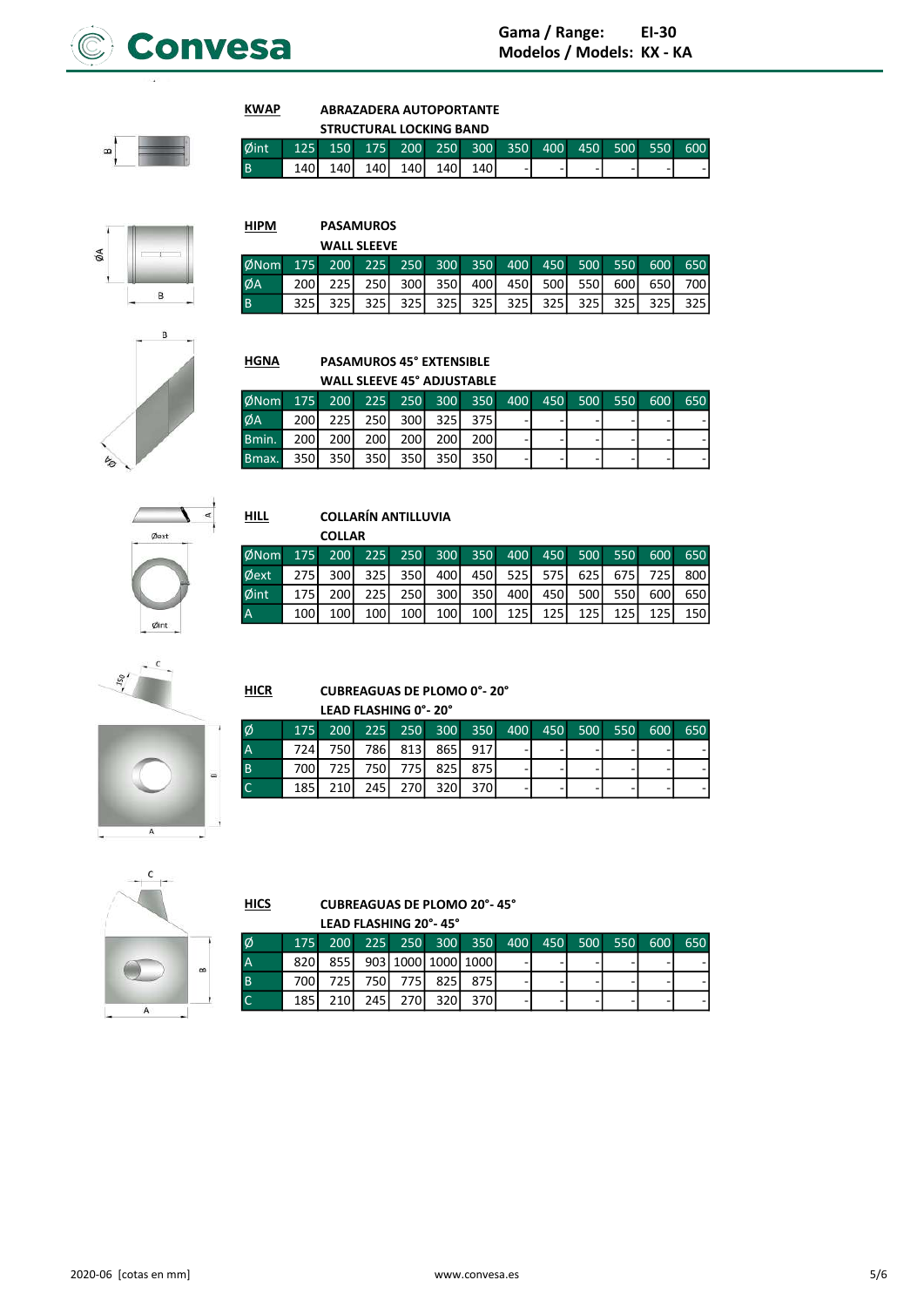Gama / Range: EI-30
Modelos / Models: KX - KA

**KWAP** ABRAZADERA AUTOPORTANTE
STRUCTURAL LOCKING BAND

| Øint | 125 | 150 | 175 | 200 | 250 | 300 | 350 | 400 | 450 | 500 | 550 | 600 |
|---|---|---|---|---|---|---|---|---|---|---|---|---|
| B | 140 | 140 | 140 | 140 | 140 | 140 | - | - | - | - | - | - |

**HIPM** PASAMUROS
WALL SLEEVE

| ØNom | 175 | 200 | 225 | 250 | 300 | 350 | 400 | 450 | 500 | 550 | 600 | 650 |
|---|---|---|---|---|---|---|---|---|---|---|---|---|
| ØA | 200 | 225 | 250 | 300 | 350 | 400 | 450 | 500 | 550 | 600 | 650 | 700 |
| B | 325 | 325 | 325 | 325 | 325 | 325 | 325 | 325 | 325 | 325 | 325 | 325 |

**HGNA** PASAMUROS 45° EXTENSIBLE
WALL SLEEVE 45° ADJUSTABLE

| ØNom | 175 | 200 | 225 | 250 | 300 | 350 | 400 | 450 | 500 | 550 | 600 | 650 |
|---|---|---|---|---|---|---|---|---|---|---|---|---|
| ØA | 200 | 225 | 250 | 300 | 325 | 375 | - | - | - | - | - | - |
| Bmin. | 200 | 200 | 200 | 200 | 200 | 200 | - | - | - | - | - | - |
| Bmax. | 350 | 350 | 350 | 350 | 350 | 350 | - | - | - | - | - | - |

**HILL** COLLARÍN ANTILLUVIA
COLLAR

| ØNom | 175 | 200 | 225 | 250 | 300 | 350 | 400 | 450 | 500 | 550 | 600 | 650 |
|---|---|---|---|---|---|---|---|---|---|---|---|---|
| Øext | 275 | 300 | 325 | 350 | 400 | 450 | 525 | 575 | 625 | 675 | 725 | 800 |
| Øint | 175 | 200 | 225 | 250 | 300 | 350 | 400 | 450 | 500 | 550 | 600 | 650 |
| A | 100 | 100 | 100 | 100 | 100 | 100 | 125 | 125 | 125 | 125 | 125 | 150 |

**HICR** CUBREAGUAS DE PLOMO 0°- 20°
LEAD FLASHING 0°- 20°

| Ø | 175 | 200 | 225 | 250 | 300 | 350 | 400 | 450 | 500 | 550 | 600 | 650 |
|---|---|---|---|---|---|---|---|---|---|---|---|---|
| A | 724 | 750 | 786 | 813 | 865 | 917 | - | - | - | - | - | - |
| B | 700 | 725 | 750 | 775 | 825 | 875 | - | - | - | - | - | - |
| C | 185 | 210 | 245 | 270 | 320 | 370 | - | - | - | - | - | - |

**HICS** CUBREAGUAS DE PLOMO 20°- 45°
LEAD FLASHING 20°- 45°

| Ø | 175 | 200 | 225 | 250 | 300 | 350 | 400 | 450 | 500 | 550 | 600 | 650 |
|---|---|---|---|---|---|---|---|---|---|---|---|---|
| A | 820 | 855 | 903 | 1000 | 1000 | 1000 | - | - | - | - | - | - |
| B | 700 | 725 | 750 | 775 | 825 | 875 | - | - | - | - | - | - |
| C | 185 | 210 | 245 | 270 | 320 | 370 | - | - | - | - | - | - |

2020-06 [cotas en mm]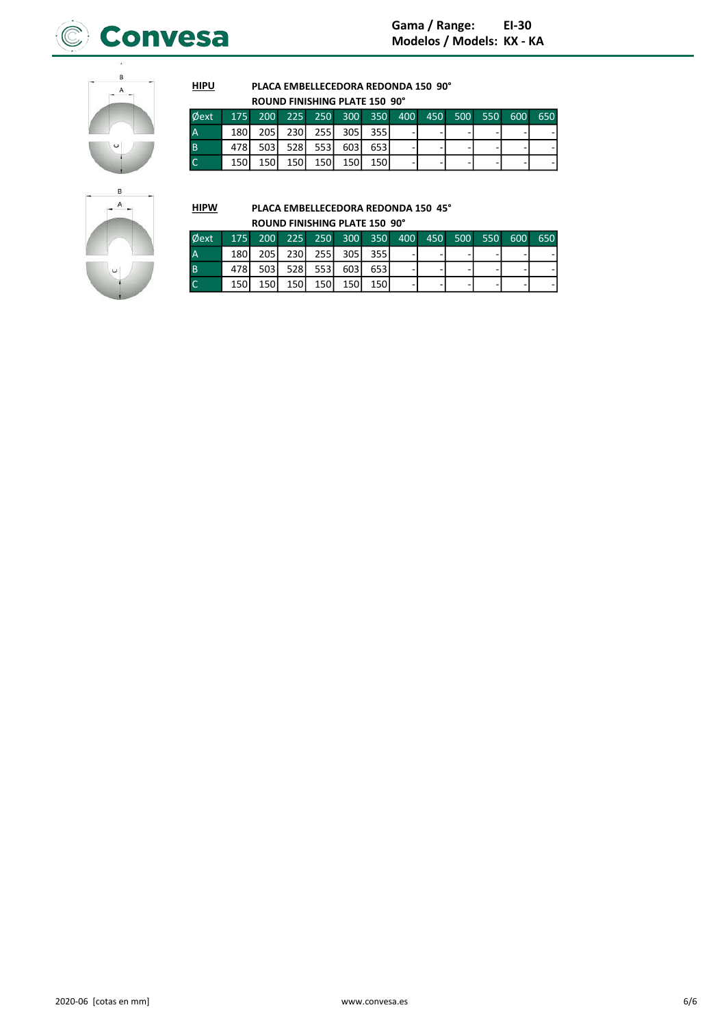**HIPU** **PLACA EMBELLECEDORA REDONDA 150 90°**
**ROUND FINISHING PLATE 150 90°**

| Øext | 175 | 200 | 225 | 250 | 300 | 350 | 400 | 450 | 500 | 550 | 600 | 650 |
|---|---|---|---|---|---|---|---|---|---|---|---|---|
| A | 180 | 205 | 230 | 255 | 305 | 355 | - | - | - | - | - | - |
| B | 478 | 503 | 528 | 553 | 603 | 653 | - | - | - | - | - | - |
| C | 150 | 150 | 150 | 150 | 150 | 150 | - | - | - | - | - | - |

**HIPW** **PLACA EMBELLECEDORA REDONDA 150 45°**
**ROUND FINISHING PLATE 150 90°**

| Øext | 175 | 200 | 225 | 250 | 300 | 350 | 400 | 450 | 500 | 550 | 600 | 650 |
|---|---|---|---|---|---|---|---|---|---|---|---|---|
| A | 180 | 205 | 230 | 255 | 305 | 355 | - | - | - | - | - | - |
| B | 478 | 503 | 528 | 553 | 603 | 653 | - | - | - | - | - | - |
| C | 150 | 150 | 150 | 150 | 150 | 150 | - | - | - | - | - | - |

2020-06 [cotas en mm]